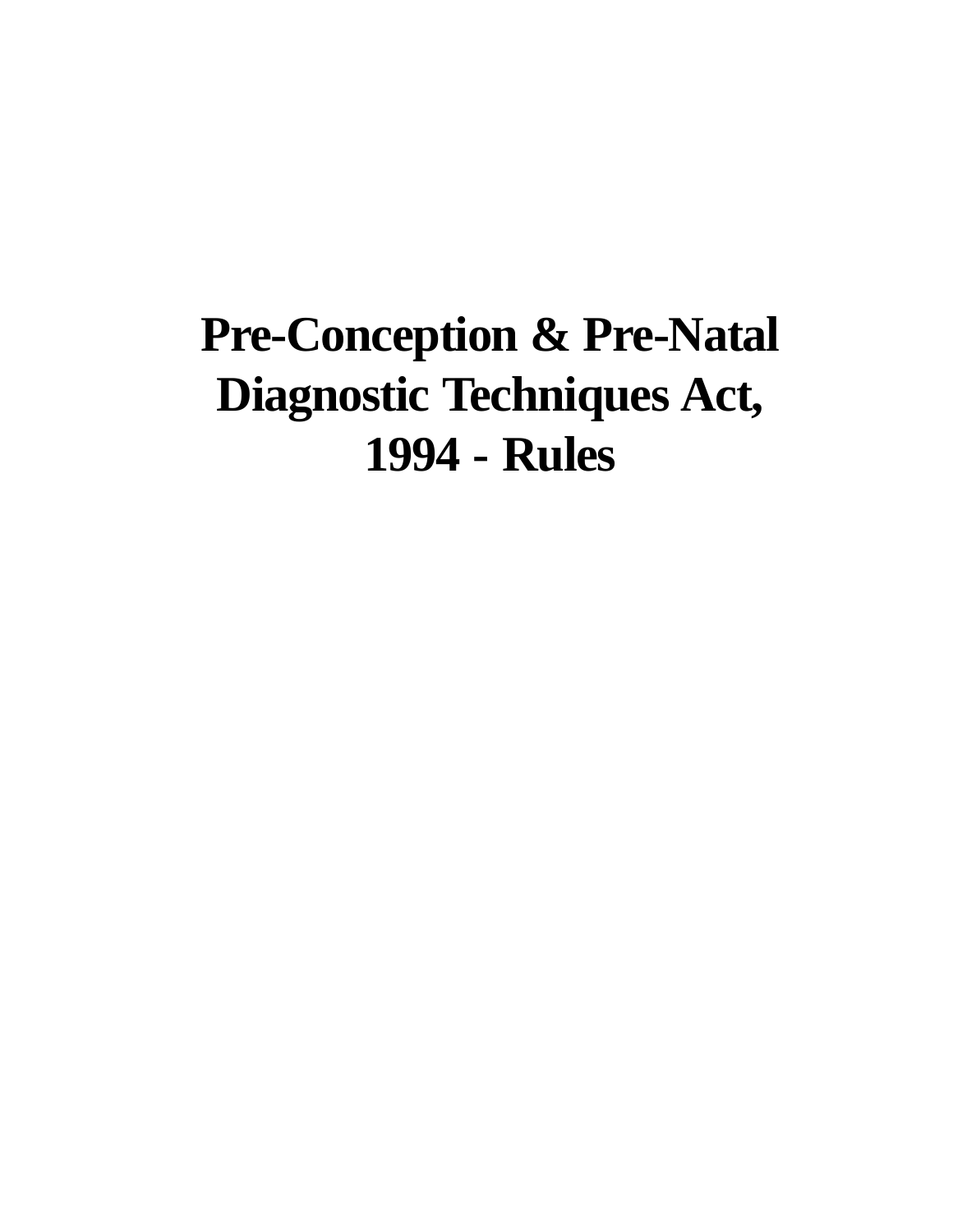# Pre-Conception & Pre-Natal Diagnostic Techniques Act, 1994 - Rules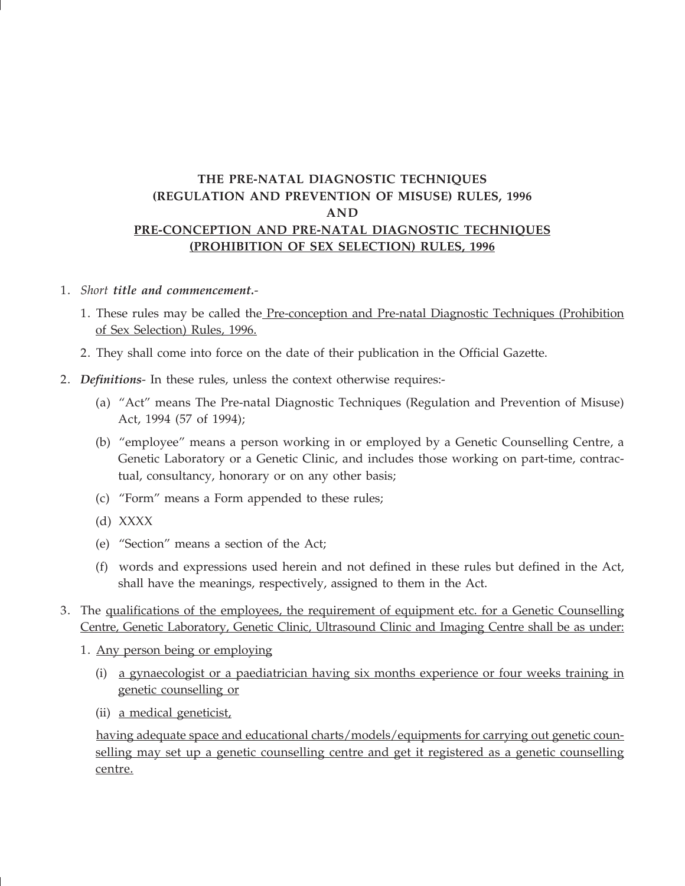# THE PRE-NATAL DIAGNOSTIC TECHNIQUES (REGULATION AND PREVENTION OF MISUSE) RULES, 1996 AND <u>PRE-CONCEPTION AND PRE-NATAL DIAGNOSTIC TECHNIQUES (PROHIBITION OF SEX SELECTION) RULES, 1996</u>

1. *Short* ***title and commencement.***-

   1. These rules may be called the <u>Pre-conception and Pre-natal Diagnostic Techniques (Prohibition of Sex Selection) Rules, 1996.</u>

   2. They shall come into force on the date of their publication in the Official Gazette.

2. ***Definitions***- In these rules, unless the context otherwise requires:-

   (a) "Act" means The Pre-natal Diagnostic Techniques (Regulation and Prevention of Misuse) Act, 1994 (57 of 1994);

   (b) "employee" means a person working in or employed by a Genetic Counselling Centre, a Genetic Laboratory or a Genetic Clinic, and includes those working on part-time, contractual, consultancy, honorary or on any other basis;

   (c) "Form" means a Form appended to these rules;

   (d) XXXX

   (e) "Section" means a section of the Act;

   (f) words and expressions used herein and not defined in these rules but defined in the Act, shall have the meanings, respectively, assigned to them in the Act.

3. The <u>qualifications of the employees, the requirement of equipment etc. for a Genetic Counselling Centre, Genetic Laboratory, Genetic Clinic, Ultrasound Clinic and Imaging Centre shall be as under:</u>

   1. <u>Any person being or employing</u>

      (i) <u>a gynaecologist or a paediatrician having six months experience or four weeks training in genetic counselling or</u>

      (ii) <u>a medical geneticist,</u>

      <u>having adequate space and educational charts/models/equipments for carrying out genetic counselling may set up a genetic counselling centre and get it registered as a genetic counselling centre.</u>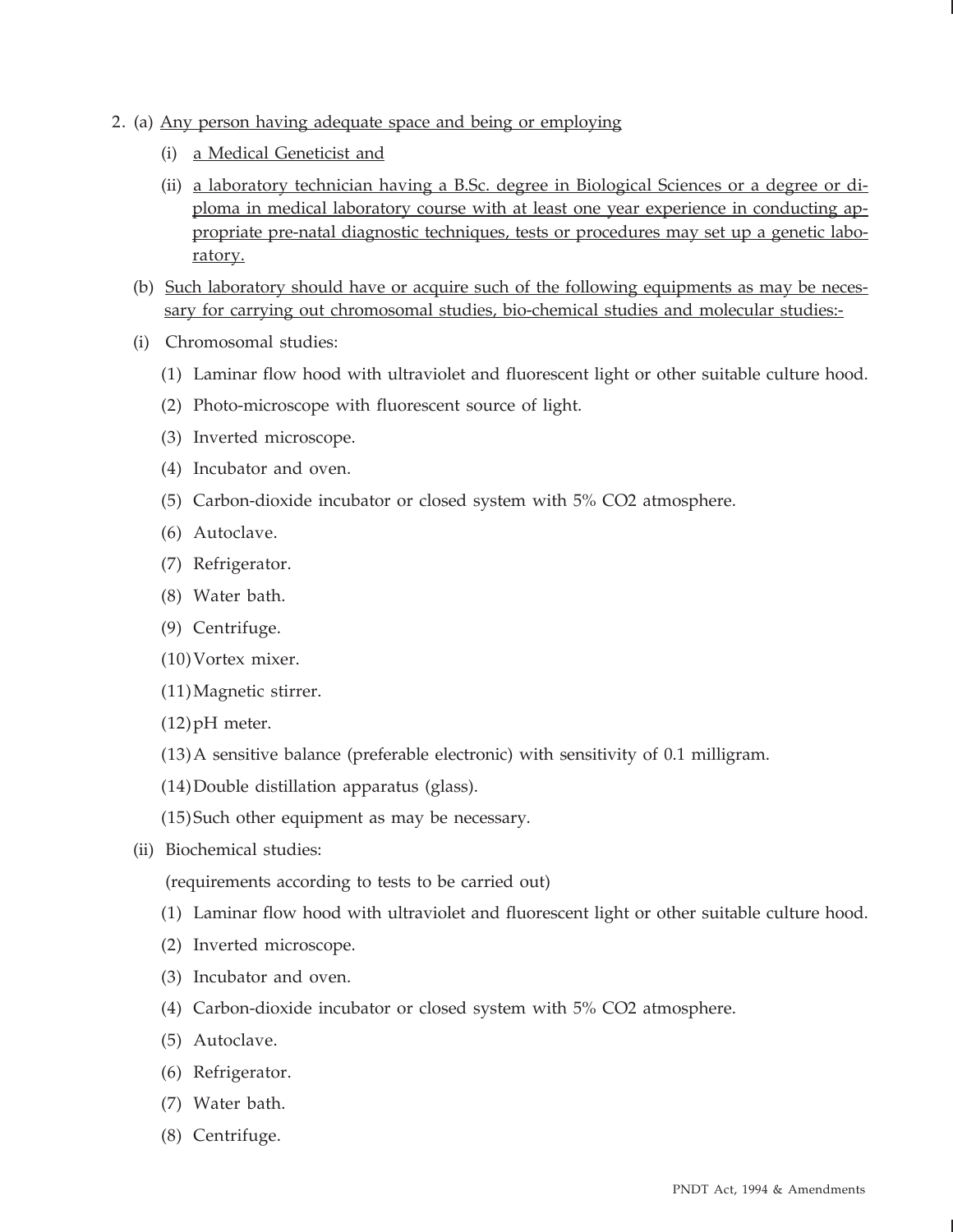2. (a) <u>Any person having adequate space and being or employing</u>

   (i) <u>a Medical Geneticist and</u>

   (ii) <u>a laboratory technician having a B.Sc. degree in Biological Sciences or a degree or diploma in medical laboratory course with at least one year experience in conducting appropriate pre-natal diagnostic techniques, tests or procedures may set up a genetic laboratory.</u>

   (b) <u>Such laboratory should have or acquire such of the following equipments as may be necessary for carrying out chromosomal studies, bio-chemical studies and molecular studies:-</u>

   (i) Chromosomal studies:

   (1) Laminar flow hood with ultraviolet and fluorescent light or other suitable culture hood.

   (2) Photo-microscope with fluorescent source of light.

   (3) Inverted microscope.

   (4) Incubator and oven.

   (5) Carbon-dioxide incubator or closed system with 5% $CO_2$ atmosphere.

   (6) Autoclave.

   (7) Refrigerator.

   (8) Water bath.

   (9) Centrifuge.

   (10) Vortex mixer.

   (11) Magnetic stirrer.

   (12) pH meter.

   (13) A sensitive balance (preferable electronic) with sensitivity of 0.1 milligram.

   (14) Double distillation apparatus (glass).

   (15) Such other equipment as may be necessary.

   (ii) Biochemical studies:

   (requirements according to tests to be carried out)

   (1) Laminar flow hood with ultraviolet and fluorescent light or other suitable culture hood.

   (2) Inverted microscope.

   (3) Incubator and oven.

   (4) Carbon-dioxide incubator or closed system with 5% $CO_2$ atmosphere.

   (5) Autoclave.

   (6) Refrigerator.

   (7) Water bath.

   (8) Centrifuge.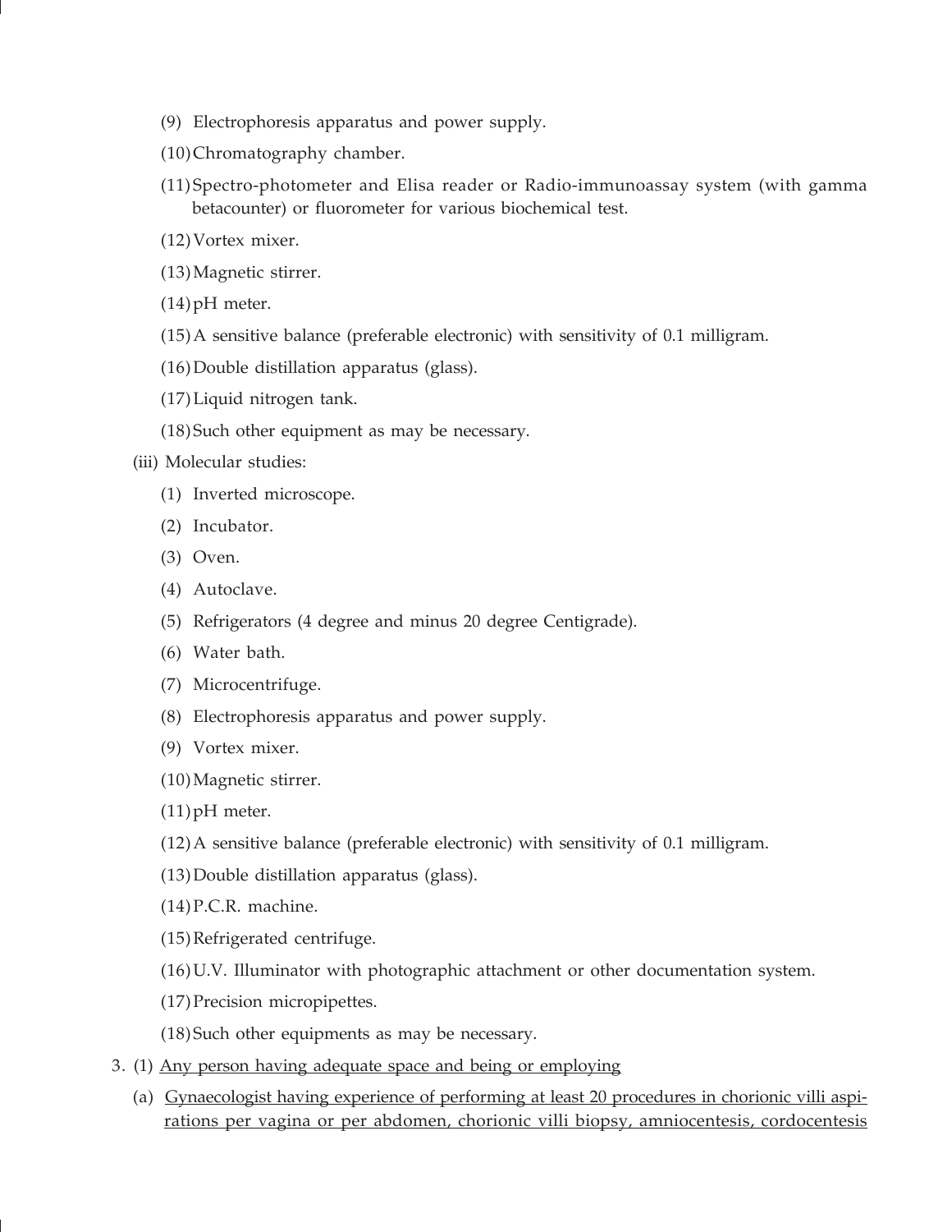(9) Electrophoresis apparatus and power supply.

(10) Chromatography chamber.

(11) Spectro-photometer and Elisa reader or Radio-immunoassay system (with gamma betacounter) or fluorometer for various biochemical test.

(12) Vortex mixer.

(13) Magnetic stirrer.

(14) pH meter.

(15) A sensitive balance (preferable electronic) with sensitivity of 0.1 milligram.

(16) Double distillation apparatus (glass).

(17) Liquid nitrogen tank.

(18) Such other equipment as may be necessary.

(iii) Molecular studies:

(1) Inverted microscope.

(2) Incubator.

(3) Oven.

(4) Autoclave.

(5) Refrigerators (4 degree and minus 20 degree Centigrade).

(6) Water bath.

(7) Microcentrifuge.

(8) Electrophoresis apparatus and power supply.

(9) Vortex mixer.

(10) Magnetic stirrer.

(11) pH meter.

(12) A sensitive balance (preferable electronic) with sensitivity of 0.1 milligram.

(13) Double distillation apparatus (glass).

(14) P.C.R. machine.

(15) Refrigerated centrifuge.

(16) U.V. Illuminator with photographic attachment or other documentation system.

(17) Precision micropipettes.

(18) Such other equipments as may be necessary.

3. (1) <u>Any person having adequate space and being or employing</u>

(a) <u>Gynaecologist having experience of performing at least 20 procedures in chorionic villi aspirations per vagina or per abdomen, chorionic villi biopsy, amniocentesis, cordocentesis</u>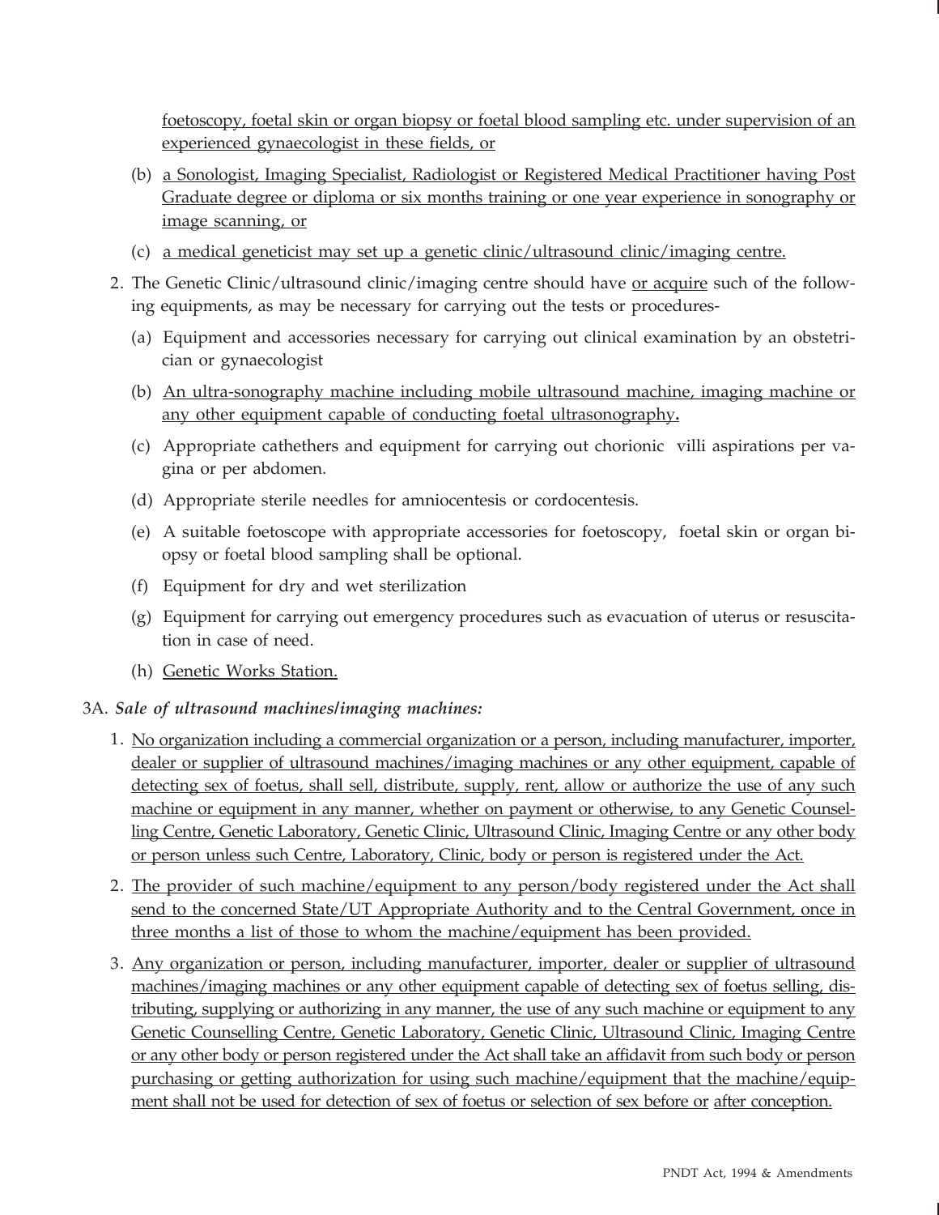foetoscopy, foetal skin or organ biopsy or foetal blood sampling etc. under supervision of an experienced gynaecologist in these fields, or

(b) a Sonologist, Imaging Specialist, Radiologist or Registered Medical Practitioner having Post Graduate degree or diploma or six months training or one year experience in sonography or image scanning, or

(c) a medical geneticist may set up a genetic clinic/ultrasound clinic/imaging centre.

2. The Genetic Clinic/ultrasound clinic/imaging centre should have or acquire such of the following equipments, as may be necessary for carrying out the tests or procedures-

   (a) Equipment and accessories necessary for carrying out clinical examination by an obstetrician or gynaecologist

   (b) An ultra-sonography machine including mobile ultrasound machine, imaging machine or any other equipment capable of conducting foetal ultrasonography**.**

   (c) Appropriate cathethers and equipment for carrying out chorionic villi aspirations per vagina or per abdomen.

   (d) Appropriate sterile needles for amniocentesis or cordocentesis.

   (e) A suitable foetoscope with appropriate accessories for foetoscopy, foetal skin or organ biopsy or foetal blood sampling shall be optional.

   (f) Equipment for dry and wet sterilization

   (g) Equipment for carrying out emergency procedures such as evacuation of uterus or resuscitation in case of need.

   (h) Genetic Works Station.

3A. ***Sale of ultrasound machines/imaging machines:***

1. No organization including a commercial organization or a person, including manufacturer, importer, dealer or supplier of ultrasound machines/imaging machines or any other equipment, capable of detecting sex of foetus, shall sell, distribute, supply, rent, allow or authorize the use of any such machine or equipment in any manner, whether on payment or otherwise, to any Genetic Counselling Centre, Genetic Laboratory, Genetic Clinic, Ultrasound Clinic, Imaging Centre or any other body or person unless such Centre, Laboratory, Clinic, body or person is registered under the Act.

2. The provider of such machine/equipment to any person/body registered under the Act shall send to the concerned State/UT Appropriate Authority and to the Central Government, once in three months a list of those to whom the machine/equipment has been provided.

3. Any organization or person, including manufacturer, importer, dealer or supplier of ultrasound machines/imaging machines or any other equipment capable of detecting sex of foetus selling, distributing, supplying or authorizing in any manner, the use of any such machine or equipment to any Genetic Counselling Centre, Genetic Laboratory, Genetic Clinic, Ultrasound Clinic, Imaging Centre or any other body or person registered under the Act shall take an affidavit from such body or person purchasing or getting authorization for using such machine/equipment that the machine/equipment shall not be used for detection of sex of foetus or selection of sex before or after conception.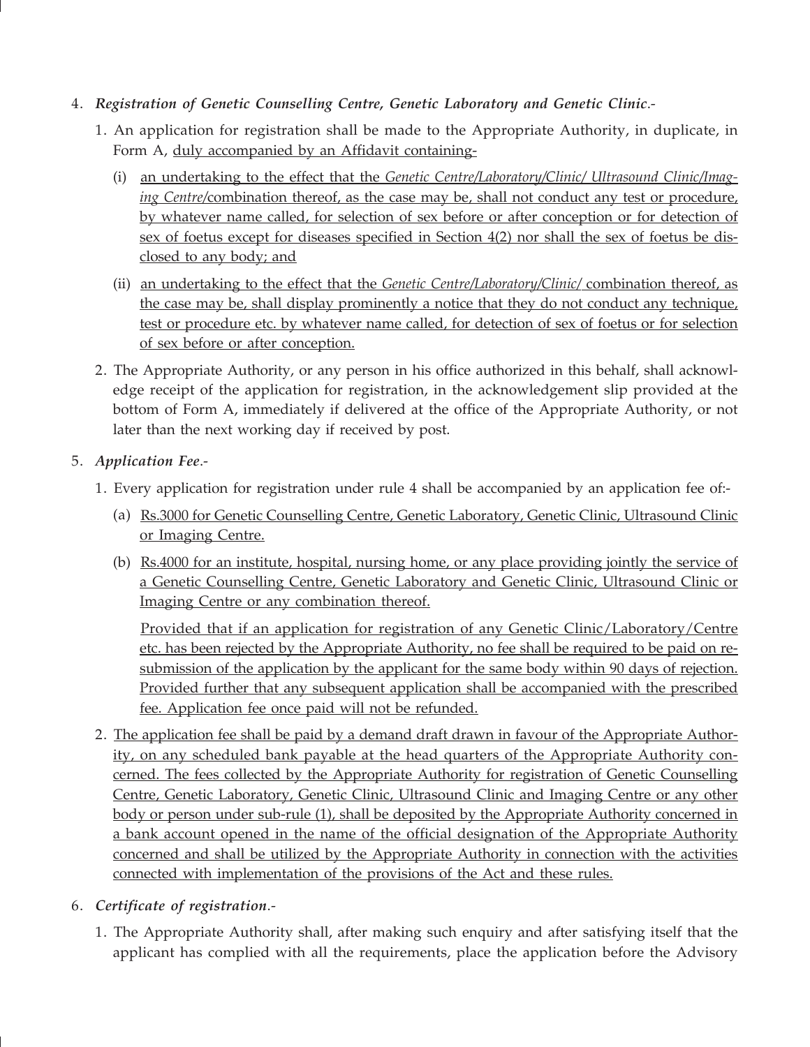4. ***Registration of Genetic Counselling Centre, Genetic Laboratory and Genetic Clinic*.-**

   1. An application for registration shall be made to the Appropriate Authority, in duplicate, in Form A, duly accompanied by an Affidavit containing-

      (i) an undertaking to the effect that the *Genetic Centre/Laboratory/Clinic/ Ultrasound Clinic/Imaging Centre*/combination thereof, as the case may be, shall not conduct any test or procedure, by whatever name called, for selection of sex before or after conception or for detection of sex of foetus except for diseases specified in Section 4(2) nor shall the sex of foetus be disclosed to any body; and

      (ii) an undertaking to the effect that the *Genetic Centre/Laboratory/Clinic/* combination thereof, as the case may be, shall display prominently a notice that they do not conduct any technique, test or procedure etc. by whatever name called, for detection of sex of foetus or for selection of sex before or after conception.

   2. The Appropriate Authority, or any person in his office authorized in this behalf, shall acknowledge receipt of the application for registration, in the acknowledgement slip provided at the bottom of Form A, immediately if delivered at the office of the Appropriate Authority, or not later than the next working day if received by post.

5. ***Application Fee*.-**

   1. Every application for registration under rule 4 shall be accompanied by an application fee of:-

      (a) Rs.3000 for Genetic Counselling Centre, Genetic Laboratory, Genetic Clinic, Ultrasound Clinic or Imaging Centre.

      (b) Rs.4000 for an institute, hospital, nursing home, or any place providing jointly the service of a Genetic Counselling Centre, Genetic Laboratory and Genetic Clinic, Ultrasound Clinic or Imaging Centre or any combination thereof.

      Provided that if an application for registration of any Genetic Clinic/Laboratory/Centre etc. has been rejected by the Appropriate Authority, no fee shall be required to be paid on re-submission of the application by the applicant for the same body within 90 days of rejection. Provided further that any subsequent application shall be accompanied with the prescribed fee. Application fee once paid will not be refunded.

   2. The application fee shall be paid by a demand draft drawn in favour of the Appropriate Authority, on any scheduled bank payable at the head quarters of the Appropriate Authority concerned. The fees collected by the Appropriate Authority for registration of Genetic Counselling Centre, Genetic Laboratory, Genetic Clinic, Ultrasound Clinic and Imaging Centre or any other body or person under sub-rule (1), shall be deposited by the Appropriate Authority concerned in a bank account opened in the name of the official designation of the Appropriate Authority concerned and shall be utilized by the Appropriate Authority in connection with the activities connected with implementation of the provisions of the Act and these rules.

6. ***Certificate of registration*.-**

   1. The Appropriate Authority shall, after making such enquiry and after satisfying itself that the applicant has complied with all the requirements, place the application before the Advisory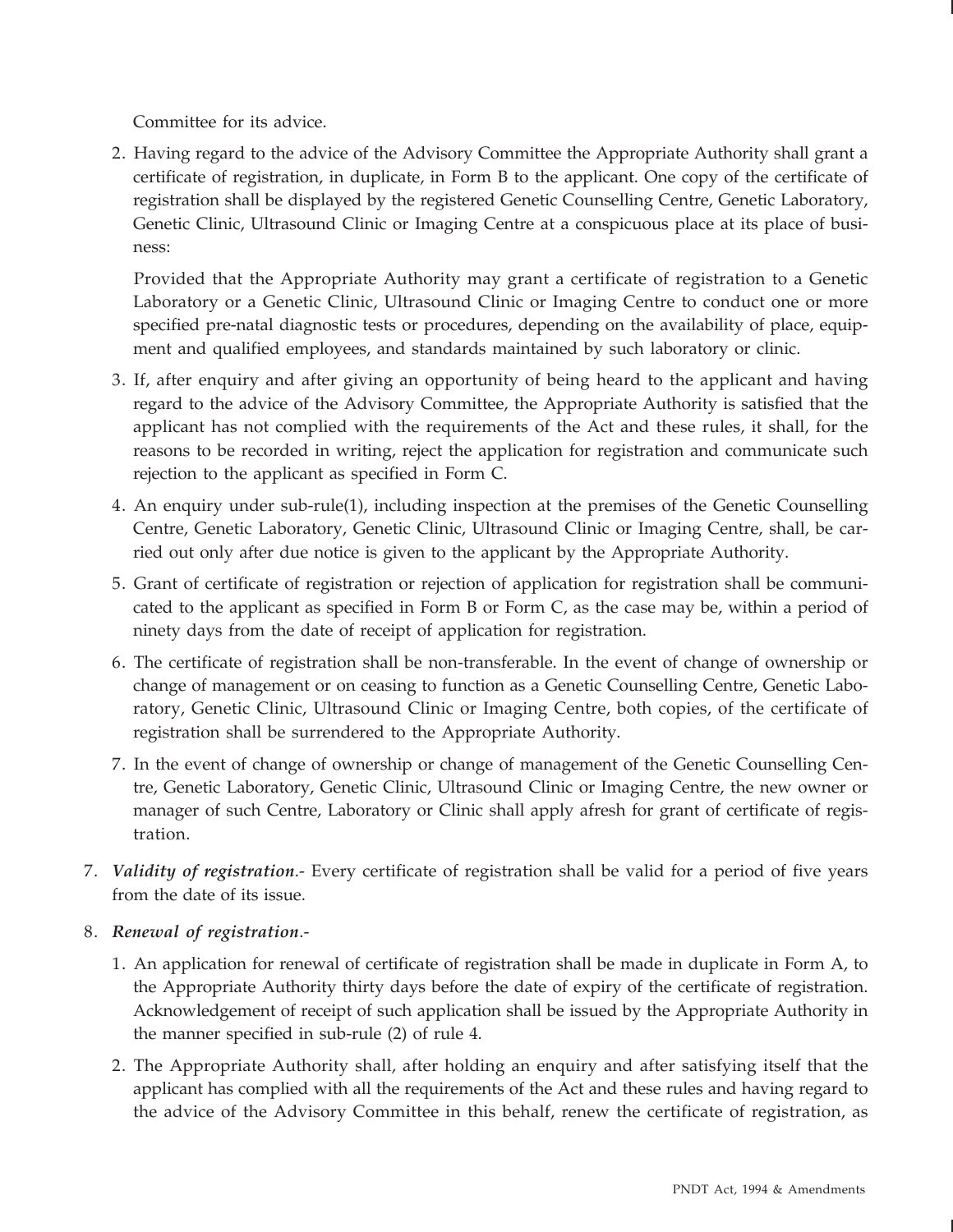Committee for its advice.

2. Having regard to the advice of the Advisory Committee the Appropriate Authority shall grant a certificate of registration, in duplicate, in Form B to the applicant. One copy of the certificate of registration shall be displayed by the registered Genetic Counselling Centre, Genetic Laboratory, Genetic Clinic, Ultrasound Clinic or Imaging Centre at a conspicuous place at its place of business:

   Provided that the Appropriate Authority may grant a certificate of registration to a Genetic Laboratory or a Genetic Clinic, Ultrasound Clinic or Imaging Centre to conduct one or more specified pre-natal diagnostic tests or procedures, depending on the availability of place, equipment and qualified employees, and standards maintained by such laboratory or clinic.

3. If, after enquiry and after giving an opportunity of being heard to the applicant and having regard to the advice of the Advisory Committee, the Appropriate Authority is satisfied that the applicant has not complied with the requirements of the Act and these rules, it shall, for the reasons to be recorded in writing, reject the application for registration and communicate such rejection to the applicant as specified in Form C.

4. An enquiry under sub-rule(1), including inspection at the premises of the Genetic Counselling Centre, Genetic Laboratory, Genetic Clinic, Ultrasound Clinic or Imaging Centre, shall, be carried out only after due notice is given to the applicant by the Appropriate Authority.

5. Grant of certificate of registration or rejection of application for registration shall be communicated to the applicant as specified in Form B or Form C, as the case may be, within a period of ninety days from the date of receipt of application for registration.

6. The certificate of registration shall be non-transferable. In the event of change of ownership or change of management or on ceasing to function as a Genetic Counselling Centre, Genetic Laboratory, Genetic Clinic, Ultrasound Clinic or Imaging Centre, both copies, of the certificate of registration shall be surrendered to the Appropriate Authority.

7. In the event of change of ownership or change of management of the Genetic Counselling Centre, Genetic Laboratory, Genetic Clinic, Ultrasound Clinic or Imaging Centre, the new owner or manager of such Centre, Laboratory or Clinic shall apply afresh for grant of certificate of registration.

7. ***Validity of registration***.- Every certificate of registration shall be valid for a period of five years from the date of its issue.

8. ***Renewal of registration***.-

   1. An application for renewal of certificate of registration shall be made in duplicate in Form A, to the Appropriate Authority thirty days before the date of expiry of the certificate of registration. Acknowledgement of receipt of such application shall be issued by the Appropriate Authority in the manner specified in sub-rule (2) of rule 4.

   2. The Appropriate Authority shall, after holding an enquiry and after satisfying itself that the applicant has complied with all the requirements of the Act and these rules and having regard to the advice of the Advisory Committee in this behalf, renew the certificate of registration, as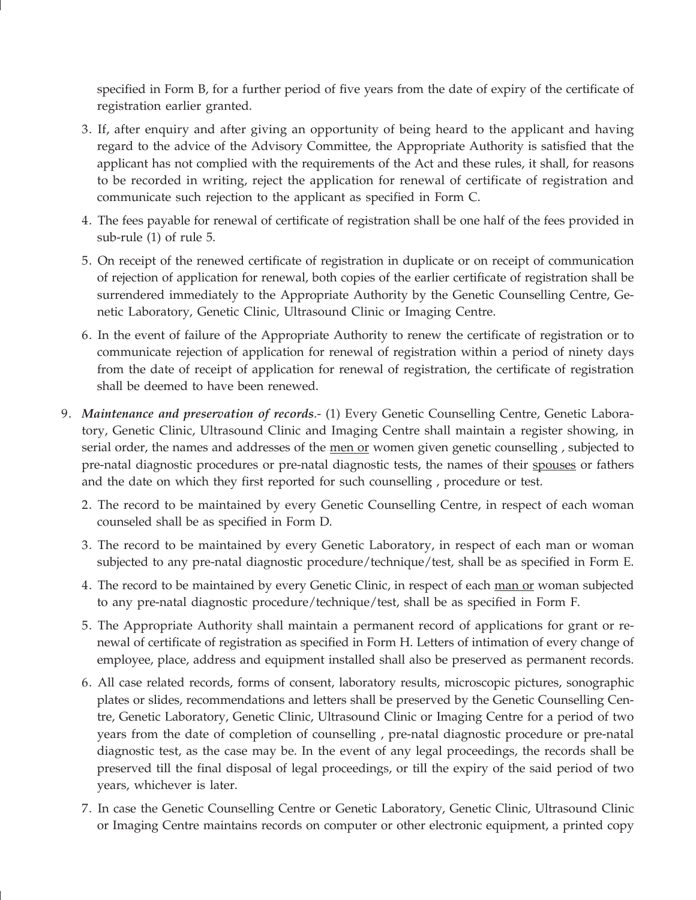specified in Form B, for a further period of five years from the date of expiry of the certificate of registration earlier granted.

3. If, after enquiry and after giving an opportunity of being heard to the applicant and having regard to the advice of the Advisory Committee, the Appropriate Authority is satisfied that the applicant has not complied with the requirements of the Act and these rules, it shall, for reasons to be recorded in writing, reject the application for renewal of certificate of registration and communicate such rejection to the applicant as specified in Form C.
4. The fees payable for renewal of certificate of registration shall be one half of the fees provided in sub-rule (1) of rule 5.
5. On receipt of the renewed certificate of registration in duplicate or on receipt of communication of rejection of application for renewal, both copies of the earlier certificate of registration shall be surrendered immediately to the Appropriate Authority by the Genetic Counselling Centre, Genetic Laboratory, Genetic Clinic, Ultrasound Clinic or Imaging Centre.
6. In the event of failure of the Appropriate Authority to renew the certificate of registration or to communicate rejection of application for renewal of registration within a period of ninety days from the date of receipt of application for renewal of registration, the certificate of registration shall be deemed to have been renewed.

9. ***Maintenance and preservation of records***.- (1) Every Genetic Counselling Centre, Genetic Laboratory, Genetic Clinic, Ultrasound Clinic and Imaging Centre shall maintain a register showing, in serial order, the names and addresses of the <u>men or</u> women given genetic counselling , subjected to pre-natal diagnostic procedures or pre-natal diagnostic tests, the names of their <u>spouses</u> or fathers and the date on which they first reported for such counselling , procedure or test.

   2. The record to be maintained by every Genetic Counselling Centre, in respect of each woman counseled shall be as specified in Form D.
   3. The record to be maintained by every Genetic Laboratory, in respect of each man or woman subjected to any pre-natal diagnostic procedure/technique/test, shall be as specified in Form E.
   4. The record to be maintained by every Genetic Clinic, in respect of each <u>man or</u> woman subjected to any pre-natal diagnostic procedure/technique/test, shall be as specified in Form F.
   5. The Appropriate Authority shall maintain a permanent record of applications for grant or renewal of certificate of registration as specified in Form H. Letters of intimation of every change of employee, place, address and equipment installed shall also be preserved as permanent records.
   6. All case related records, forms of consent, laboratory results, microscopic pictures, sonographic plates or slides, recommendations and letters shall be preserved by the Genetic Counselling Centre, Genetic Laboratory, Genetic Clinic, Ultrasound Clinic or Imaging Centre for a period of two years from the date of completion of counselling , pre-natal diagnostic procedure or pre-natal diagnostic test, as the case may be. In the event of any legal proceedings, the records shall be preserved till the final disposal of legal proceedings, or till the expiry of the said period of two years, whichever is later.
   7. In case the Genetic Counselling Centre or Genetic Laboratory, Genetic Clinic, Ultrasound Clinic or Imaging Centre maintains records on computer or other electronic equipment, a printed copy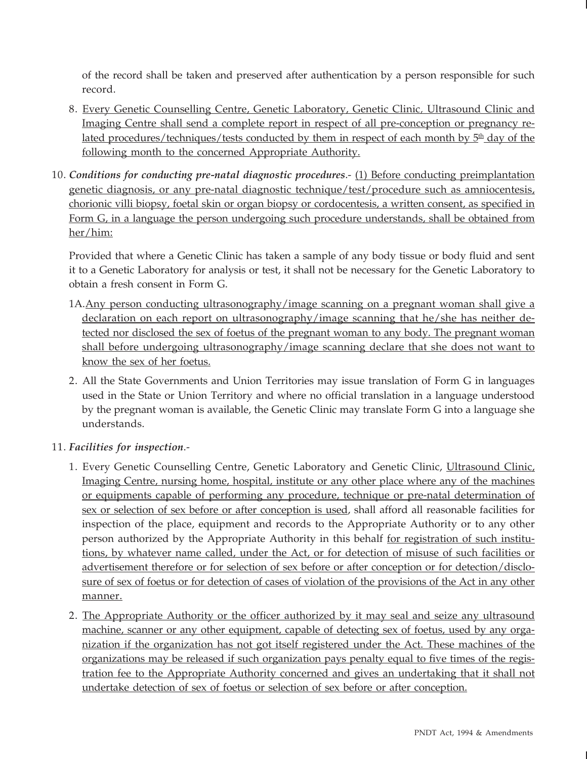of the record shall be taken and preserved after authentication by a person responsible for such record.

8. Every Genetic Counselling Centre, Genetic Laboratory, Genetic Clinic, Ultrasound Clinic and Imaging Centre shall send a complete report in respect of all pre-conception or pregnancy related procedures/techniques/tests conducted by them in respect of each month by 5th day of the following month to the concerned Appropriate Authority.

10. ***Conditions for conducting pre-natal diagnostic procedures***.- (1) Before conducting preimplantation genetic diagnosis, or any pre-natal diagnostic technique/test/procedure such as amniocentesis, chorionic villi biopsy, foetal skin or organ biopsy or cordocentesis, a written consent, as specified in Form G, in a language the person undergoing such procedure understands, shall be obtained from her/him:

   Provided that where a Genetic Clinic has taken a sample of any body tissue or body fluid and sent it to a Genetic Laboratory for analysis or test, it shall not be necessary for the Genetic Laboratory to obtain a fresh consent in Form G.

   1A. Any person conducting ultrasonography/image scanning on a pregnant woman shall give a declaration on each report on ultrasonography/image scanning that he/she has neither detected nor disclosed the sex of foetus of the pregnant woman to any body. The pregnant woman shall before undergoing ultrasonography/image scanning declare that she does not want to know the sex of her foetus.

   2. All the State Governments and Union Territories may issue translation of Form G in languages used in the State or Union Territory and where no official translation in a language understood by the pregnant woman is available, the Genetic Clinic may translate Form G into a language she understands.

11. ***Facilities for inspection***.-

   1. Every Genetic Counselling Centre, Genetic Laboratory and Genetic Clinic, Ultrasound Clinic, Imaging Centre, nursing home, hospital, institute or any other place where any of the machines or equipments capable of performing any procedure, technique or pre-natal determination of sex or selection of sex before or after conception is used, shall afford all reasonable facilities for inspection of the place, equipment and records to the Appropriate Authority or to any other person authorized by the Appropriate Authority in this behalf for registration of such institutions, by whatever name called, under the Act, or for detection of misuse of such facilities or advertisement therefore or for selection of sex before or after conception or for detection/disclosure of sex of foetus or for detection of cases of violation of the provisions of the Act in any other manner.

   2. The Appropriate Authority or the officer authorized by it may seal and seize any ultrasound machine, scanner or any other equipment, capable of detecting sex of foetus, used by any organization if the organization has not got itself registered under the Act. These machines of the organizations may be released if such organization pays penalty equal to five times of the registration fee to the Appropriate Authority concerned and gives an undertaking that it shall not undertake detection of sex of foetus or selection of sex before or after conception.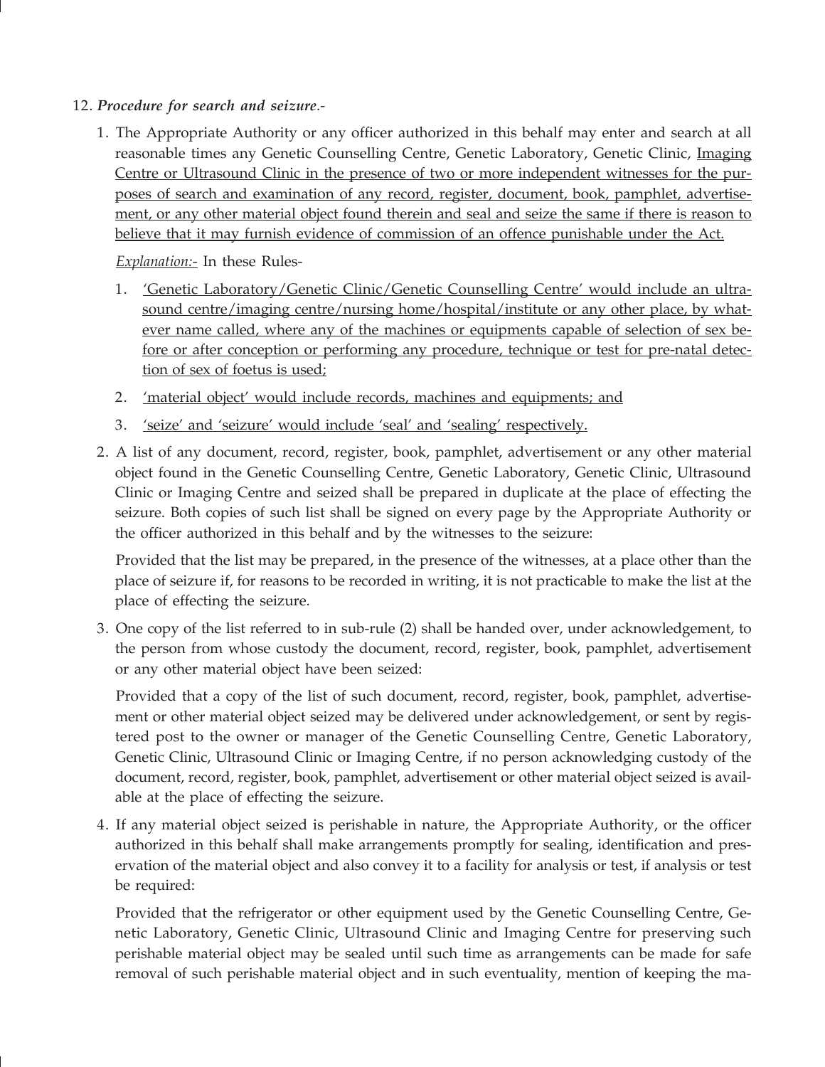12. ***Procedure for search and seizure***.-

1. The Appropriate Authority or any officer authorized in this behalf may enter and search at all reasonable times any Genetic Counselling Centre, Genetic Laboratory, Genetic Clinic, Imaging Centre or Ultrasound Clinic in the presence of two or more independent witnesses for the purposes of search and examination of any record, register, document, book, pamphlet, advertisement, or any other material object found therein and seal and seize the same if there is reason to believe that it may furnish evidence of commission of an offence punishable under the Act.

   *Explanation:-* In these Rules-

   1. 'Genetic Laboratory/Genetic Clinic/Genetic Counselling Centre' would include an ultrasound centre/imaging centre/nursing home/hospital/institute or any other place, by whatever name called, where any of the machines or equipments capable of selection of sex before or after conception or performing any procedure, technique or test for pre-natal detection of sex of foetus is used;
   2. 'material object' would include records, machines and equipments; and
   3. 'seize' and 'seizure' would include 'seal' and 'sealing' respectively.

2. A list of any document, record, register, book, pamphlet, advertisement or any other material object found in the Genetic Counselling Centre, Genetic Laboratory, Genetic Clinic, Ultrasound Clinic or Imaging Centre and seized shall be prepared in duplicate at the place of effecting the seizure. Both copies of such list shall be signed on every page by the Appropriate Authority or the officer authorized in this behalf and by the witnesses to the seizure:

   Provided that the list may be prepared, in the presence of the witnesses, at a place other than the place of seizure if, for reasons to be recorded in writing, it is not practicable to make the list at the place of effecting the seizure.

3. One copy of the list referred to in sub-rule (2) shall be handed over, under acknowledgement, to the person from whose custody the document, record, register, book, pamphlet, advertisement or any other material object have been seized:

   Provided that a copy of the list of such document, record, register, book, pamphlet, advertisement or other material object seized may be delivered under acknowledgement, or sent by registered post to the owner or manager of the Genetic Counselling Centre, Genetic Laboratory, Genetic Clinic, Ultrasound Clinic or Imaging Centre, if no person acknowledging custody of the document, record, register, book, pamphlet, advertisement or other material object seized is available at the place of effecting the seizure.

4. If any material object seized is perishable in nature, the Appropriate Authority, or the officer authorized in this behalf shall make arrangements promptly for sealing, identification and preservation of the material object and also convey it to a facility for analysis or test, if analysis or test be required:

   Provided that the refrigerator or other equipment used by the Genetic Counselling Centre, Genetic Laboratory, Genetic Clinic, Ultrasound Clinic and Imaging Centre for preserving such perishable material object may be sealed until such time as arrangements can be made for safe removal of such perishable material object and in such eventuality, mention of keeping the ma-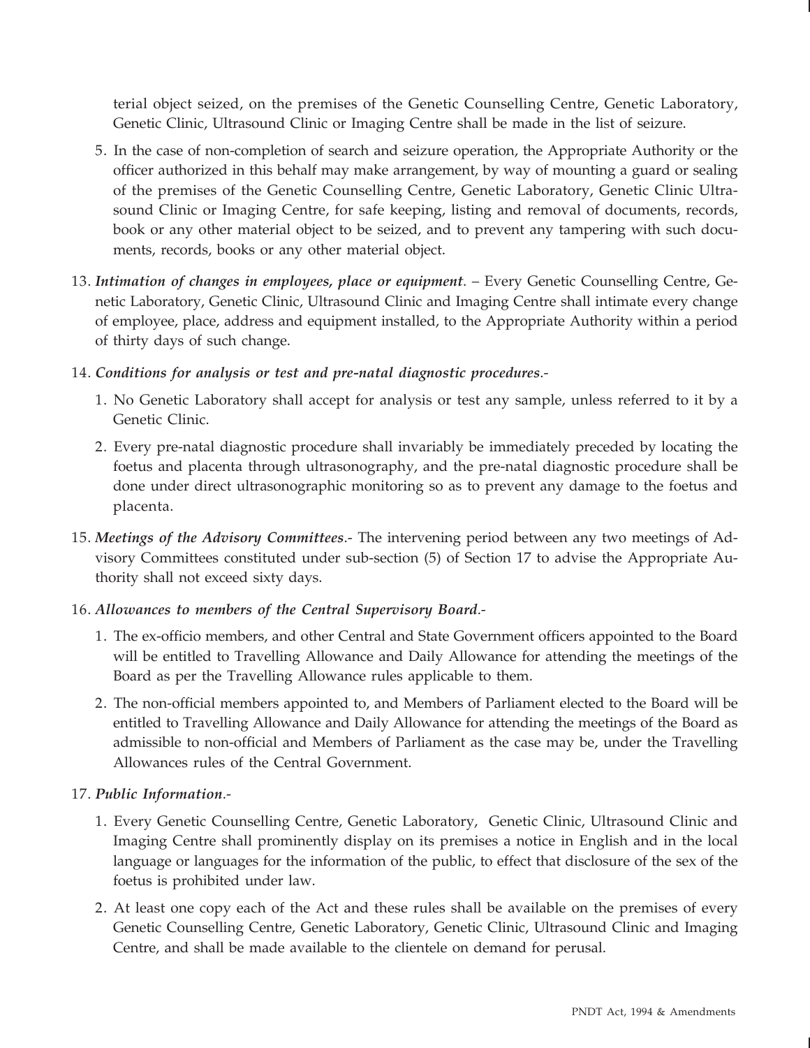terial object seized, on the premises of the Genetic Counselling Centre, Genetic Laboratory, Genetic Clinic, Ultrasound Clinic or Imaging Centre shall be made in the list of seizure.

5. In the case of non-completion of search and seizure operation, the Appropriate Authority or the officer authorized in this behalf may make arrangement, by way of mounting a guard or sealing of the premises of the Genetic Counselling Centre, Genetic Laboratory, Genetic Clinic Ultrasound Clinic or Imaging Centre, for safe keeping, listing and removal of documents, records, book or any other material object to be seized, and to prevent any tampering with such documents, records, books or any other material object.

13. ***Intimation of changes in employees, place or equipment***. – Every Genetic Counselling Centre, Genetic Laboratory, Genetic Clinic, Ultrasound Clinic and Imaging Centre shall intimate every change of employee, place, address and equipment installed, to the Appropriate Authority within a period of thirty days of such change.

14. ***Conditions for analysis or test and pre-natal diagnostic procedures***.-

    1. No Genetic Laboratory shall accept for analysis or test any sample, unless referred to it by a Genetic Clinic.

    2. Every pre-natal diagnostic procedure shall invariably be immediately preceded by locating the foetus and placenta through ultrasonography, and the pre-natal diagnostic procedure shall be done under direct ultrasonographic monitoring so as to prevent any damage to the foetus and placenta.

15. ***Meetings of the Advisory Committees***.- The intervening period between any two meetings of Advisory Committees constituted under sub-section (5) of Section 17 to advise the Appropriate Authority shall not exceed sixty days.

16. ***Allowances to members of the Central Supervisory Board***.-

    1. The ex-officio members, and other Central and State Government officers appointed to the Board will be entitled to Travelling Allowance and Daily Allowance for attending the meetings of the Board as per the Travelling Allowance rules applicable to them.

    2. The non-official members appointed to, and Members of Parliament elected to the Board will be entitled to Travelling Allowance and Daily Allowance for attending the meetings of the Board as admissible to non-official and Members of Parliament as the case may be, under the Travelling Allowances rules of the Central Government.

17. ***Public Information***.-

    1. Every Genetic Counselling Centre, Genetic Laboratory, Genetic Clinic, Ultrasound Clinic and Imaging Centre shall prominently display on its premises a notice in English and in the local language or languages for the information of the public, to effect that disclosure of the sex of the foetus is prohibited under law.

    2. At least one copy each of the Act and these rules shall be available on the premises of every Genetic Counselling Centre, Genetic Laboratory, Genetic Clinic, Ultrasound Clinic and Imaging Centre, and shall be made available to the clientele on demand for perusal.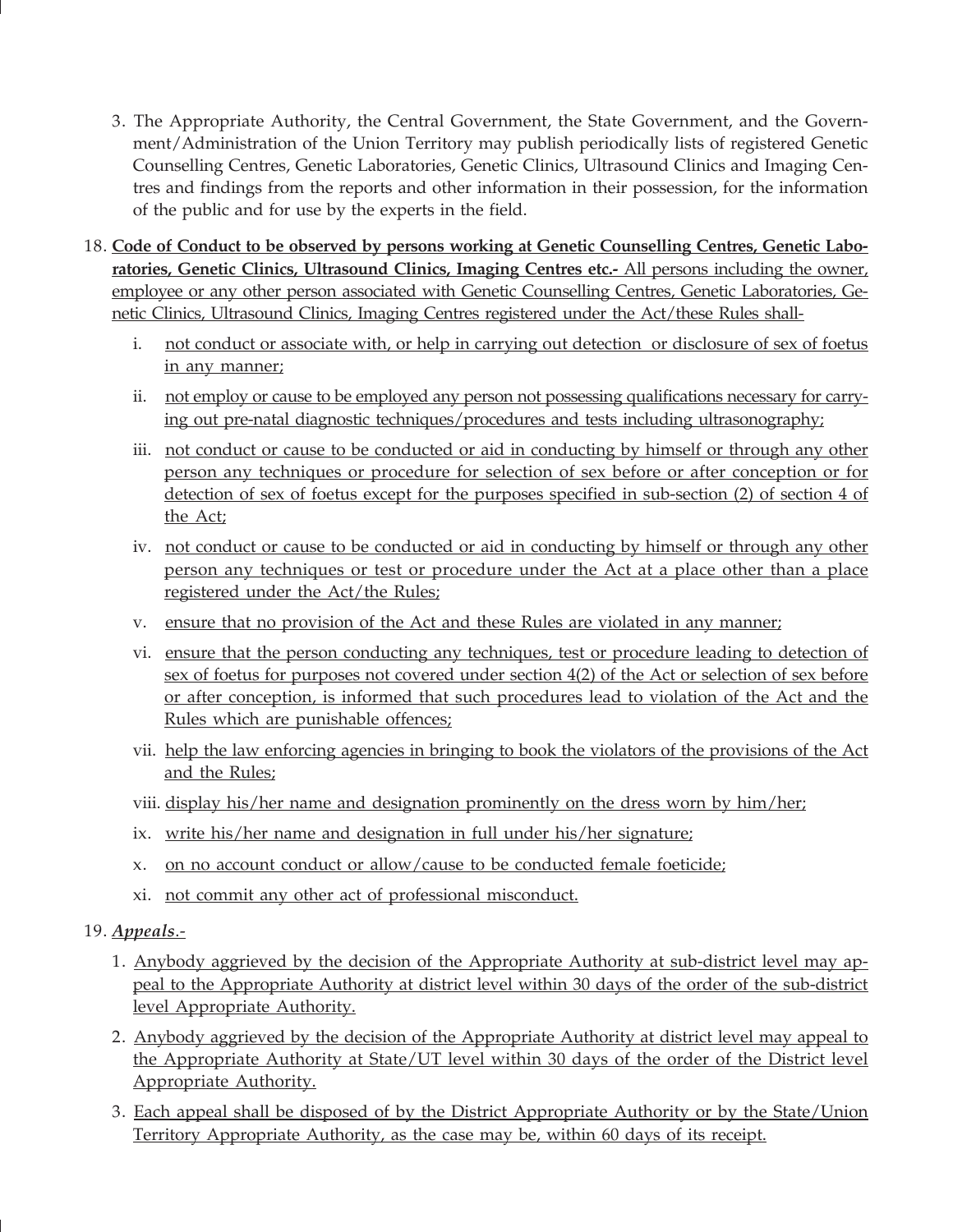3. The Appropriate Authority, the Central Government, the State Government, and the Government/Administration of the Union Territory may publish periodically lists of registered Genetic Counselling Centres, Genetic Laboratories, Genetic Clinics, Ultrasound Clinics and Imaging Centres and findings from the reports and other information in their possession, for the information of the public and for use by the experts in the field.

18. **Code of Conduct to be observed by persons working at Genetic Counselling Centres, Genetic Laboratories, Genetic Clinics, Ultrasound Clinics, Imaging Centres etc.-** All persons including the owner, employee or any other person associated with Genetic Counselling Centres, Genetic Laboratories, Genetic Clinics, Ultrasound Clinics, Imaging Centres registered under the Act/these Rules shall-

    i. not conduct or associate with, or help in carrying out detection or disclosure of sex of foetus in any manner;

    ii. not employ or cause to be employed any person not possessing qualifications necessary for carrying out pre-natal diagnostic techniques/procedures and tests including ultrasonography;

    iii. not conduct or cause to be conducted or aid in conducting by himself or through any other person any techniques or procedure for selection of sex before or after conception or for detection of sex of foetus except for the purposes specified in sub-section (2) of section 4 of the Act;

    iv. not conduct or cause to be conducted or aid in conducting by himself or through any other person any techniques or test or procedure under the Act at a place other than a place registered under the Act/the Rules;

    v. ensure that no provision of the Act and these Rules are violated in any manner;

    vi. ensure that the person conducting any techniques, test or procedure leading to detection of sex of foetus for purposes not covered under section 4(2) of the Act or selection of sex before or after conception, is informed that such procedures lead to violation of the Act and the Rules which are punishable offences;

    vii. help the law enforcing agencies in bringing to book the violators of the provisions of the Act and the Rules;

    viii. display his/her name and designation prominently on the dress worn by him/her;

    ix. write his/her name and designation in full under his/her signature;

    x. on no account conduct or allow/cause to be conducted female foeticide;

    xi. not commit any other act of professional misconduct.

19. ***Appeals***.-

    1. Anybody aggrieved by the decision of the Appropriate Authority at sub-district level may appeal to the Appropriate Authority at district level within 30 days of the order of the sub-district level Appropriate Authority.

    2. Anybody aggrieved by the decision of the Appropriate Authority at district level may appeal to the Appropriate Authority at State/UT level within 30 days of the order of the District level Appropriate Authority.

    3. Each appeal shall be disposed of by the District Appropriate Authority or by the State/Union Territory Appropriate Authority, as the case may be, within 60 days of its receipt.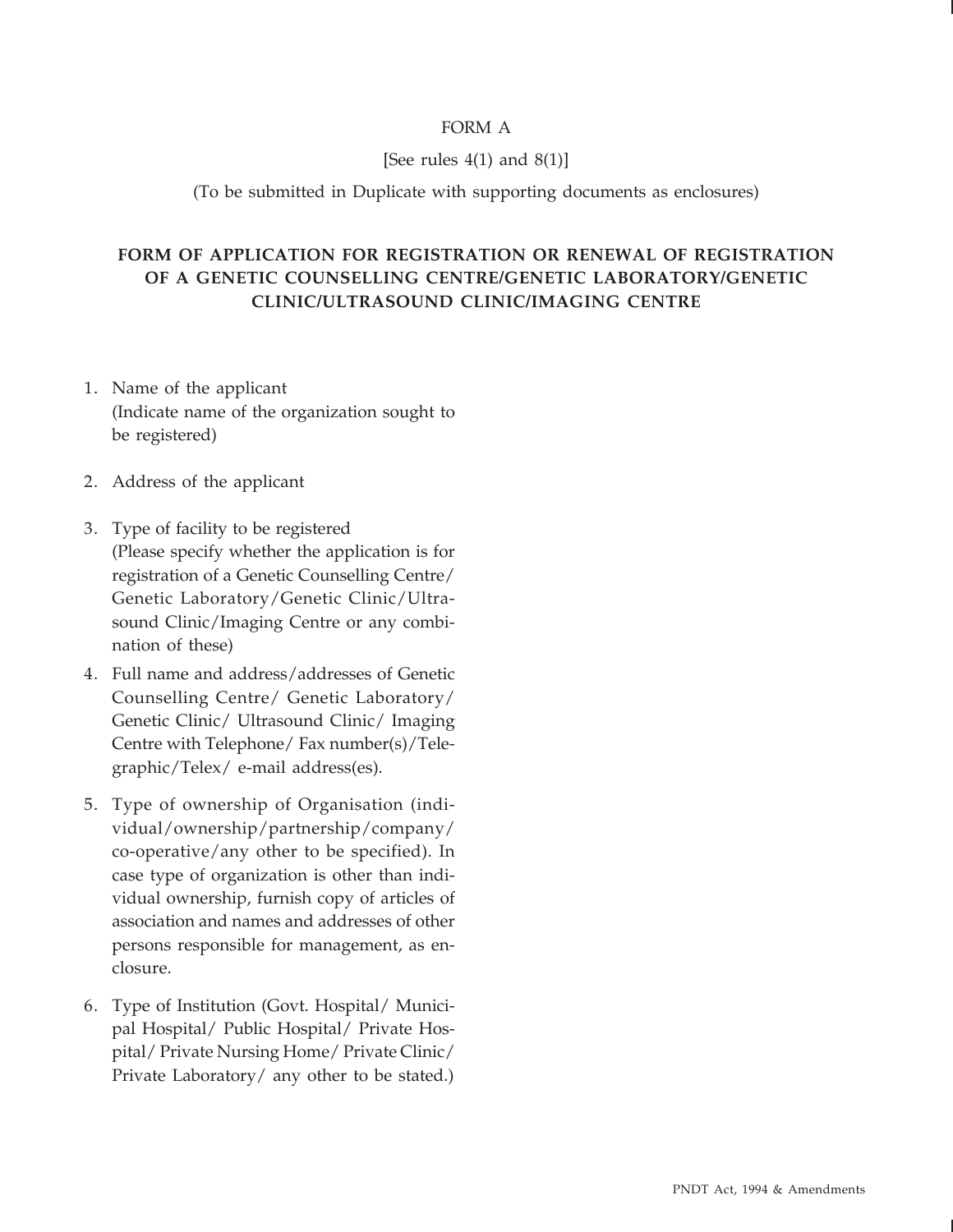FORM A

[See rules 4(1) and 8(1)]

(To be submitted in Duplicate with supporting documents as enclosures)

## FORM OF APPLICATION FOR REGISTRATION OR RENEWAL OF REGISTRATION OF A GENETIC COUNSELLING CENTRE/GENETIC LABORATORY/GENETIC CLINIC/ULTRASOUND CLINIC/IMAGING CENTRE

1. Name of the applicant
   (Indicate name of the organization sought to be registered)
2. Address of the applicant
3. Type of facility to be registered
   (Please specify whether the application is for registration of a Genetic Counselling Centre/ Genetic Laboratory/Genetic Clinic/Ultrasound Clinic/Imaging Centre or any combination of these)
4. Full name and address/addresses of Genetic Counselling Centre/ Genetic Laboratory/ Genetic Clinic/ Ultrasound Clinic/ Imaging Centre with Telephone/ Fax number(s)/Telegraphic/Telex/ e-mail address(es).
5. Type of ownership of Organisation (individual/ownership/partnership/company/ co-operative/any other to be specified). In case type of organization is other than individual ownership, furnish copy of articles of association and names and addresses of other persons responsible for management, as enclosure.
6. Type of Institution (Govt. Hospital/ Municipal Hospital/ Public Hospital/ Private Hospital/ Private Nursing Home/ Private Clinic/ Private Laboratory/ any other to be stated.)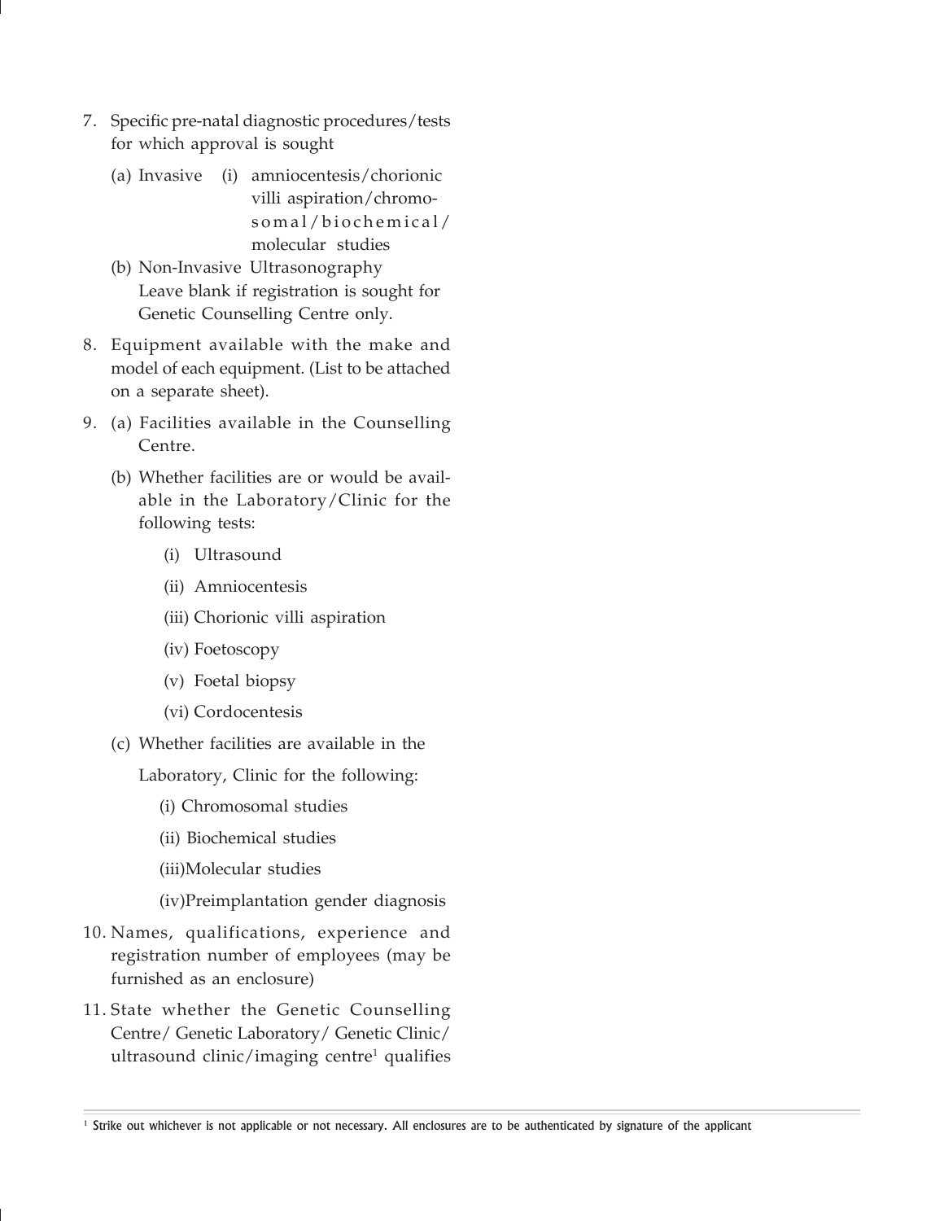7. Specific pre-natal diagnostic procedures/tests for which approval is sought

   (a) Invasive (i) amniocentesis/chorionic villi aspiration/chromosomal/biochemical/molecular studies

   (b) Non-Invasive Ultrasonography
   Leave blank if registration is sought for Genetic Counselling Centre only.

8. Equipment available with the make and model of each equipment. (List to be attached on a separate sheet).

9. (a) Facilities available in the Counselling Centre.

   (b) Whether facilities are or would be available in the Laboratory/Clinic for the following tests:

      (i) Ultrasound

      (ii) Amniocentesis

      (iii) Chorionic villi aspiration

      (iv) Foetoscopy

      (v) Foetal biopsy

      (vi) Cordocentesis

   (c) Whether facilities are available in the Laboratory, Clinic for the following:

      (i) Chromosomal studies

      (ii) Biochemical studies

      (iii) Molecular studies

      (iv) Preimplantation gender diagnosis

10. Names, qualifications, experience and registration number of employees (may be furnished as an enclosure)

11. State whether the Genetic Counselling Centre/ Genetic Laboratory/ Genetic Clinic/ ultrasound clinic/imaging centre[1] qualifies

---

[1] Strike out whichever is not applicable or not necessary. All enclosures are to be authenticated by signature of the applicant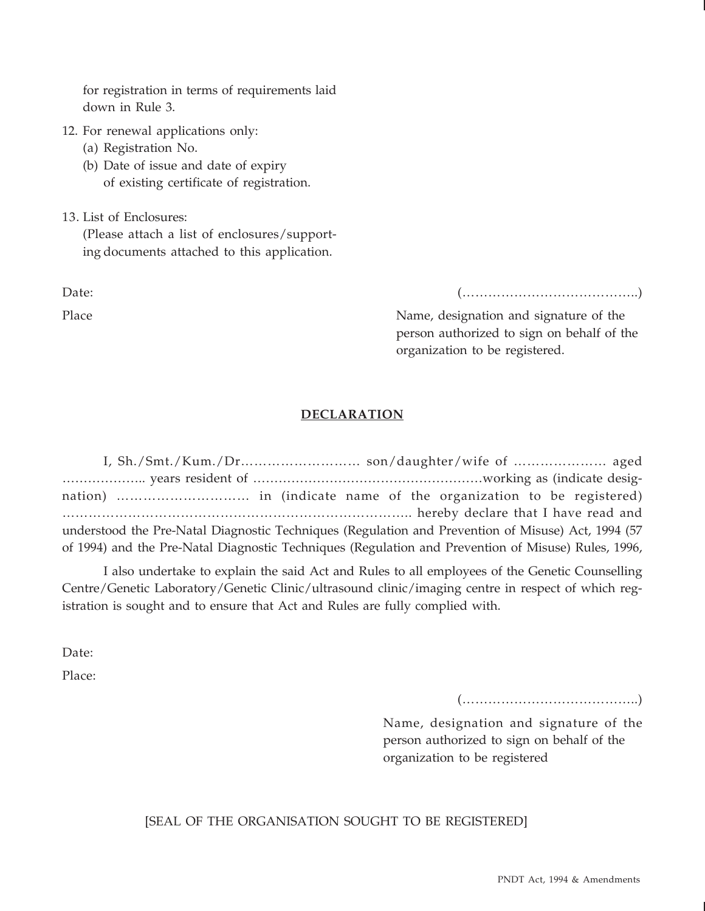for registration in terms of requirements laid down in Rule 3.

12. For renewal applications only:
    (a) Registration No.
    (b) Date of issue and date of expiry of existing certificate of registration.

13. List of Enclosures:
    (Please attach a list of enclosures/supporting documents attached to this application.

Date:

Place

(…………………………………..)

Name, designation and signature of the person authorized to sign on behalf of the organization to be registered.

## DECLARATION

I, Sh./Smt./Kum./Dr……………………… son/daughter/wife of ………………… aged ……………….. years resident of ………………………………………………working as (indicate designation) ………………………… in (indicate name of the organization to be registered) …………………………………………………………………….. hereby declare that I have read and understood the Pre-Natal Diagnostic Techniques (Regulation and Prevention of Misuse) Act, 1994 (57 of 1994) and the Pre-Natal Diagnostic Techniques (Regulation and Prevention of Misuse) Rules, 1996,

I also undertake to explain the said Act and Rules to all employees of the Genetic Counselling Centre/Genetic Laboratory/Genetic Clinic/ultrasound clinic/imaging centre in respect of which registration is sought and to ensure that Act and Rules are fully complied with.

Date:

Place:

(…………………………………..)

Name, designation and signature of the person authorized to sign on behalf of the organization to be registered

[SEAL OF THE ORGANISATION SOUGHT TO BE REGISTERED]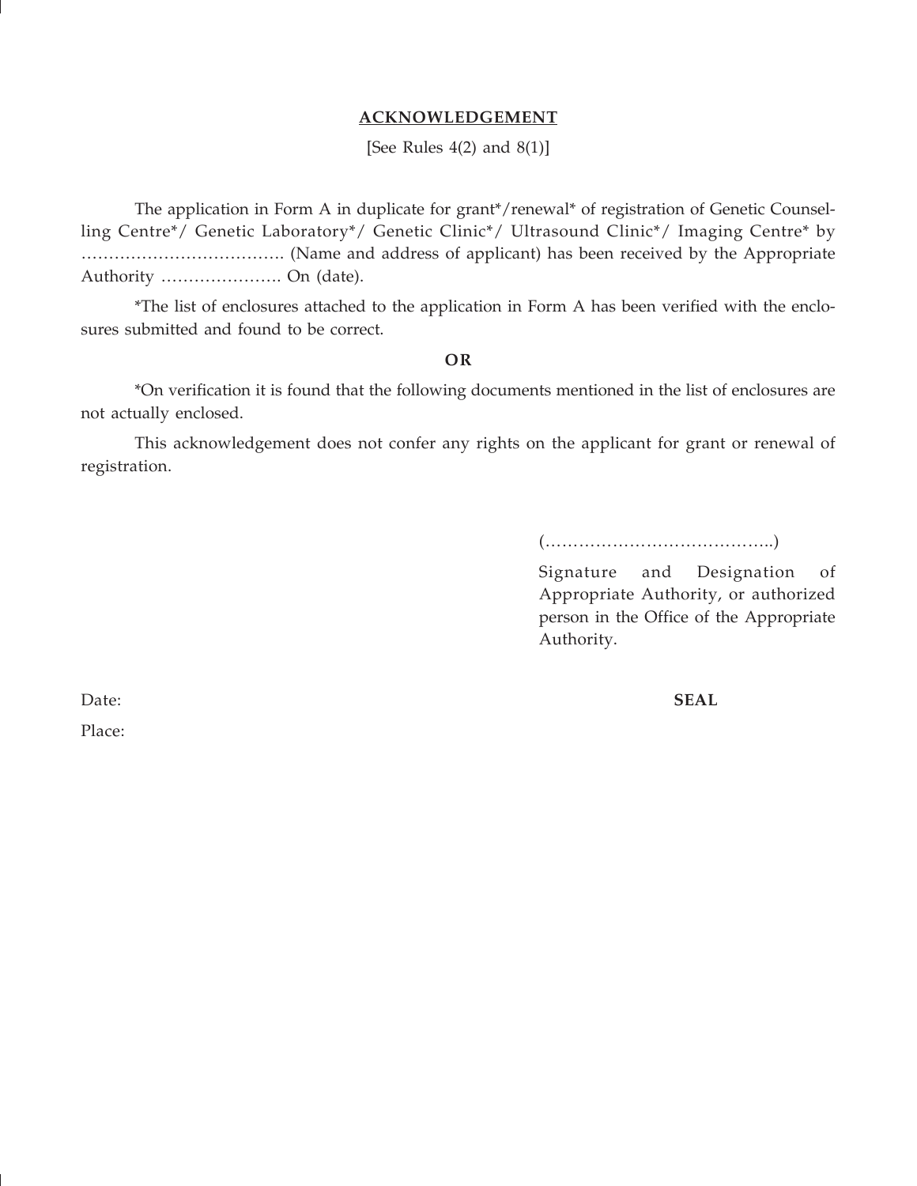## ACKNOWLEDGEMENT

[See Rules 4(2) and 8(1)]

The application in Form A in duplicate for grant*/renewal* of registration of Genetic Counselling Centre*/ Genetic Laboratory*/ Genetic Clinic*/ Ultrasound Clinic*/ Imaging Centre* by ………………………………. (Name and address of applicant) has been received by the Appropriate Authority …………………. On (date).

*The list of enclosures attached to the application in Form A has been verified with the enclosures submitted and found to be correct.

**OR**

*On verification it is found that the following documents mentioned in the list of enclosures are not actually enclosed.

This acknowledgement does not confer any rights on the applicant for grant or renewal of registration.

(…………………………………..)

Signature and Designation of Appropriate Authority, or authorized person in the Office of the Appropriate Authority.

Date:

Place:

**SEAL**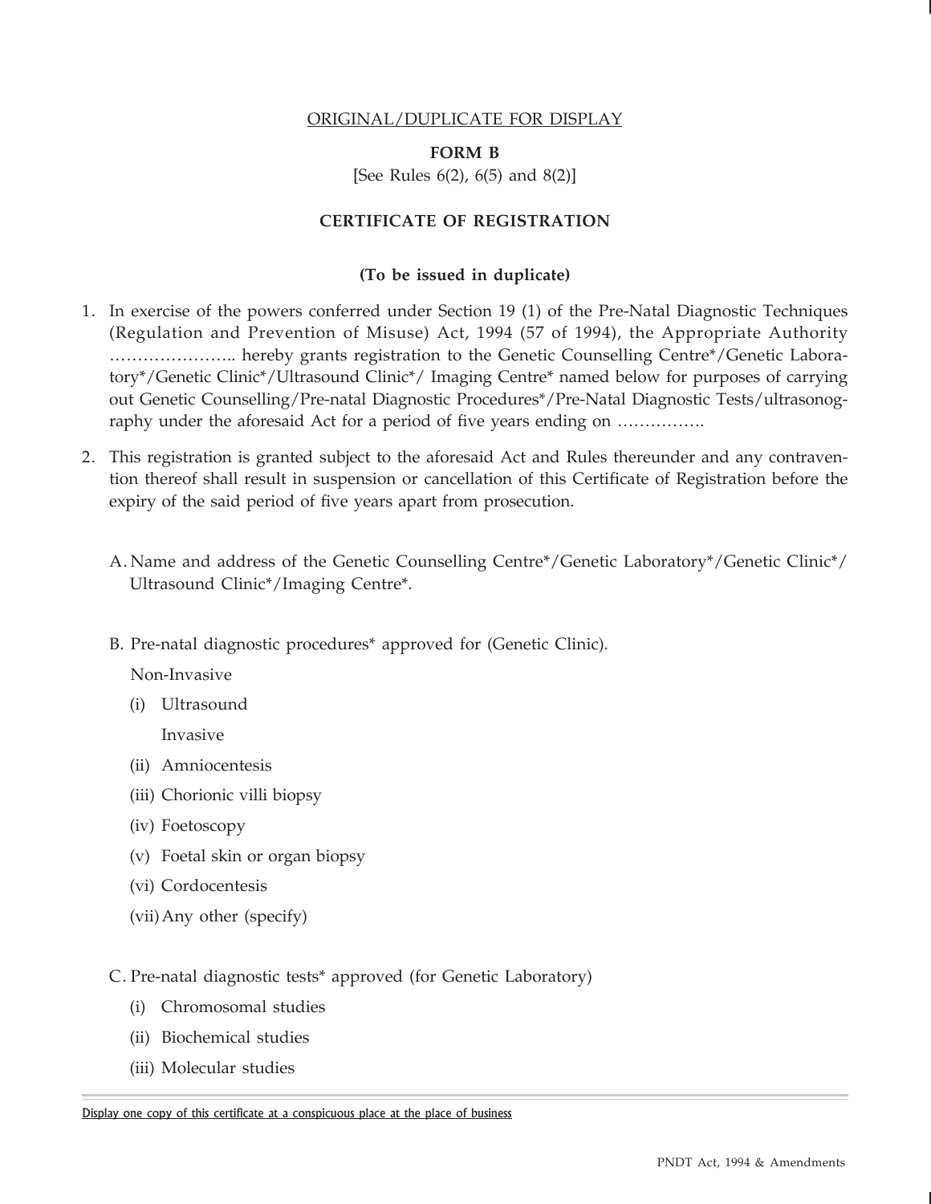ORIGINAL/DUPLICATE FOR DISPLAY

**FORM B**

[See Rules 6(2), 6(5) and 8(2)]

**CERTIFICATE OF REGISTRATION**

**(To be issued in duplicate)**

1. In exercise of the powers conferred under Section 19 (1) of the Pre-Natal Diagnostic Techniques (Regulation and Prevention of Misuse) Act, 1994 (57 of 1994), the Appropriate Authority ………………….. hereby grants registration to the Genetic Counselling Centre*/Genetic Laboratory*/Genetic Clinic*/Ultrasound Clinic*/ Imaging Centre* named below for purposes of carrying out Genetic Counselling/Pre-natal Diagnostic Procedures*/Pre-Natal Diagnostic Tests/ultrasonography under the aforesaid Act for a period of five years ending on …………….

2. This registration is granted subject to the aforesaid Act and Rules thereunder and any contravention thereof shall result in suspension or cancellation of this Certificate of Registration before the expiry of the said period of five years apart from prosecution.

   A. Name and address of the Genetic Counselling Centre*/Genetic Laboratory*/Genetic Clinic*/ Ultrasound Clinic*/Imaging Centre*.

   B. Pre-natal diagnostic procedures* approved for (Genetic Clinic).

      Non-Invasive

      (i) Ultrasound

      Invasive

      (ii) Amniocentesis

      (iii) Chorionic villi biopsy

      (iv) Foetoscopy

      (v) Foetal skin or organ biopsy

      (vi) Cordocentesis

      (vii) Any other (specify)

   C. Pre-natal diagnostic tests* approved (for Genetic Laboratory)

      (i) Chromosomal studies

      (ii) Biochemical studies

      (iii) Molecular studies

Display one copy of this certificate at a conspicuous place at the place of business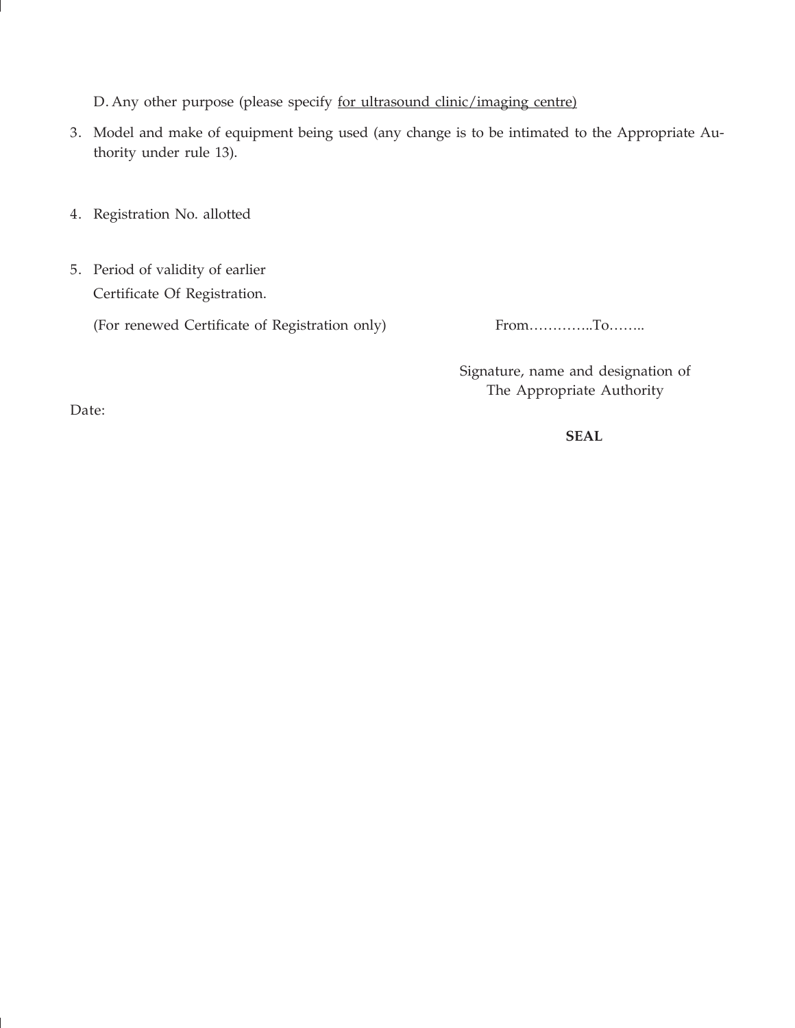D. Any other purpose (please specify <u>for ultrasound clinic/imaging centre)</u>

3. Model and make of equipment being used (any change is to be intimated to the Appropriate Authority under rule 13).

4. Registration No. allotted

5. Period of validity of earlier Certificate Of Registration.

   (For renewed Certificate of Registration only) From…………..To……..

Signature, name and designation of
The Appropriate Authority

Date:

**SEAL**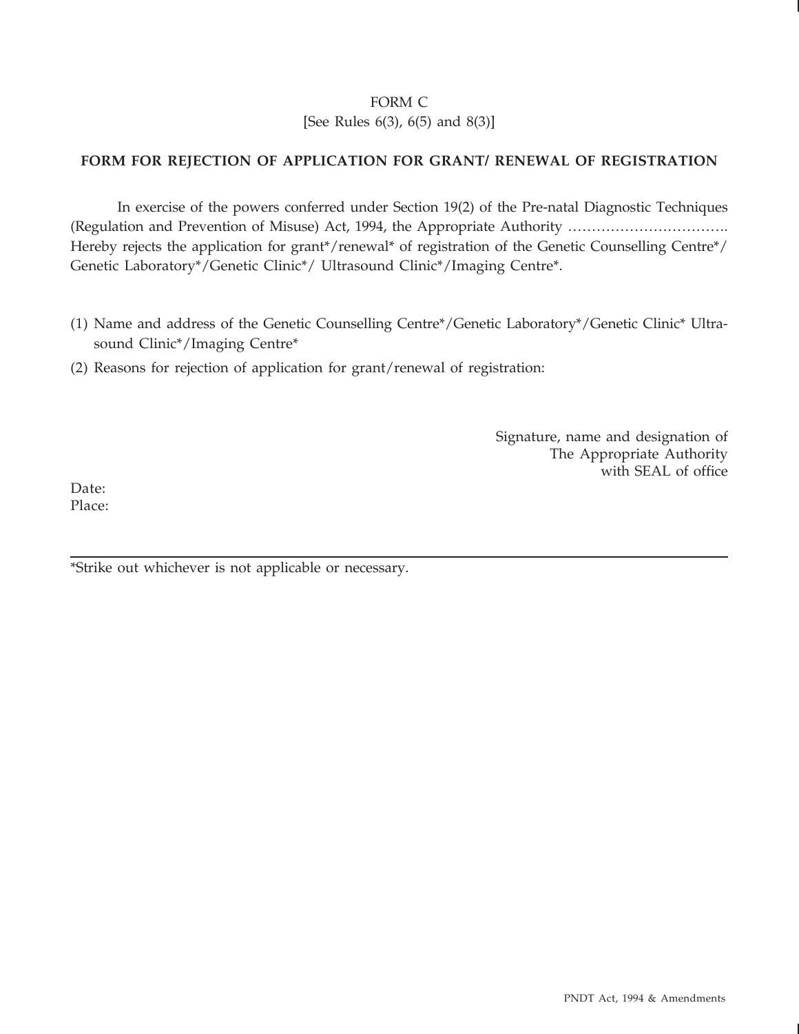FORM C

[See Rules 6(3), 6(5) and 8(3)]

**FORM FOR REJECTION OF APPLICATION FOR GRANT/ RENEWAL OF REGISTRATION**

In exercise of the powers conferred under Section 19(2) of the Pre-natal Diagnostic Techniques (Regulation and Prevention of Misuse) Act, 1994, the Appropriate Authority ……………………………. Hereby rejects the application for grant*/renewal* of registration of the Genetic Counselling Centre*/ Genetic Laboratory*/Genetic Clinic*/ Ultrasound Clinic*/Imaging Centre*.

(1) Name and address of the Genetic Counselling Centre*/Genetic Laboratory*/Genetic Clinic* Ultrasound Clinic*/Imaging Centre*

(2) Reasons for rejection of application for grant/renewal of registration:

Signature, name and designation of
The Appropriate Authority
with SEAL of office

Date:
Place:

---

*Strike out whichever is not applicable or necessary.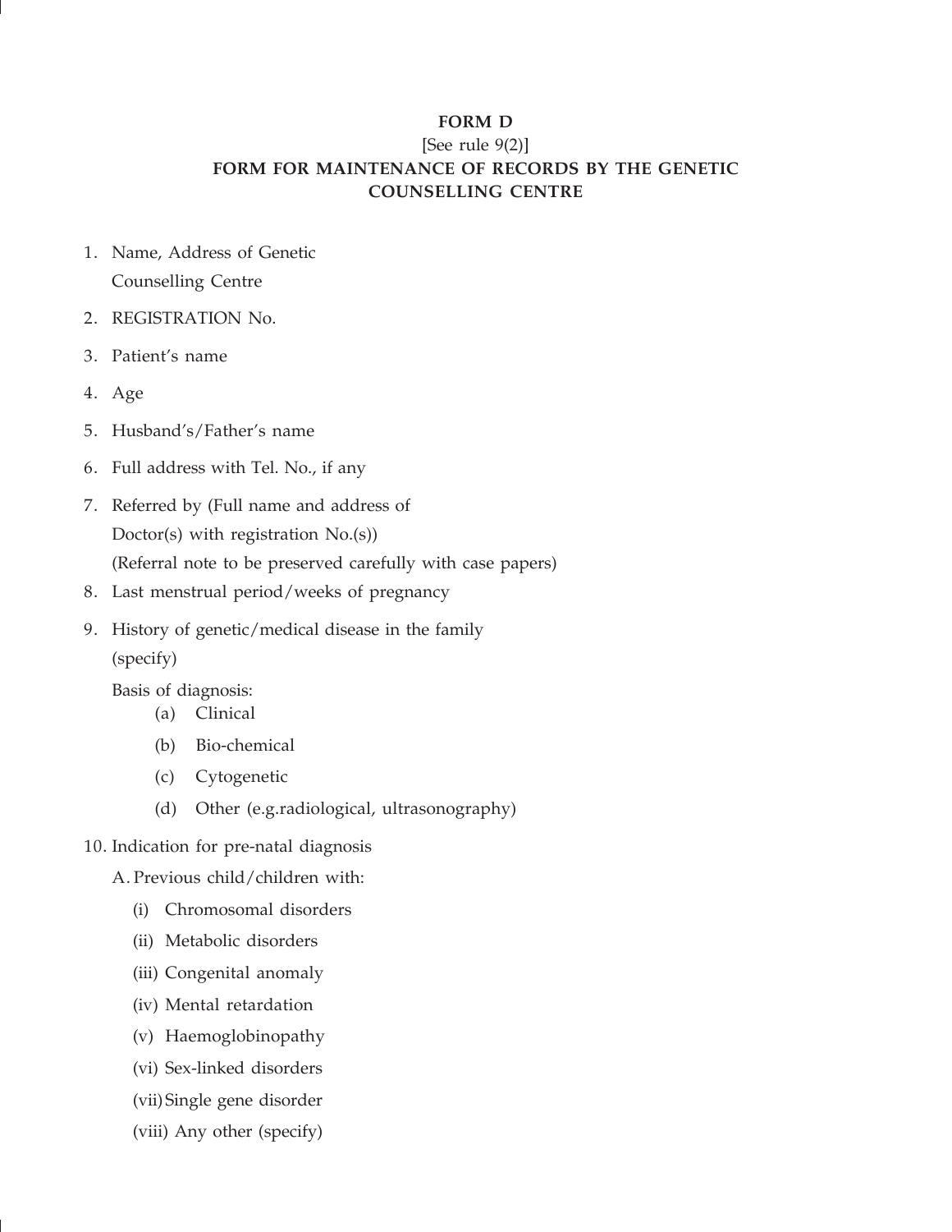**FORM D**

[See rule 9(2)]

**FORM FOR MAINTENANCE OF RECORDS BY THE GENETIC COUNSELLING CENTRE**

1. Name, Address of Genetic Counselling Centre
2. REGISTRATION No.
3. Patient's name
4. Age
5. Husband's/Father's name
6. Full address with Tel. No., if any
7. Referred by (Full name and address of Doctor(s) with registration No.(s))
   (Referral note to be preserved carefully with case papers)
8. Last menstrual period/weeks of pregnancy
9. History of genetic/medical disease in the family (specify)

   Basis of diagnosis:
   - (a) Clinical
   - (b) Bio-chemical
   - (c) Cytogenetic
   - (d) Other (e.g.radiological, ultrasonography)
10. Indication for pre-natal diagnosis

    A. Previous child/children with:
    - (i) Chromosomal disorders
    - (ii) Metabolic disorders
    - (iii) Congenital anomaly
    - (iv) Mental retardation
    - (v) Haemoglobinopathy
    - (vi) Sex-linked disorders
    - (vii) Single gene disorder
    - (viii) Any other (specify)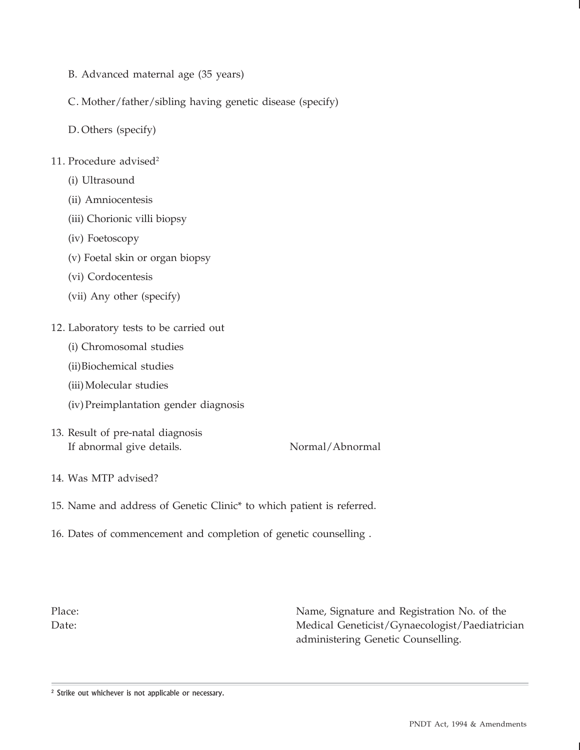B. Advanced maternal age (35 years)

C. Mother/father/sibling having genetic disease (specify)

D. Others (specify)

11. Procedure advised[2]
    - (i) Ultrasound
    - (ii) Amniocentesis
    - (iii) Chorionic villi biopsy
    - (iv) Foetoscopy
    - (v) Foetal skin or organ biopsy
    - (vi) Cordocentesis
    - (vii) Any other (specify)

12. Laboratory tests to be carried out
    - (i) Chromosomal studies
    - (ii) Biochemical studies
    - (iii) Molecular studies
    - (iv) Preimplantation gender diagnosis

13. Result of pre-natal diagnosis
    If abnormal give details. Normal/Abnormal

14. Was MTP advised?

15. Name and address of Genetic Clinic* to which patient is referred.

16. Dates of commencement and completion of genetic counselling .

Place:
Date:

Name, Signature and Registration No. of the Medical Geneticist/Gynaecologist/Paediatrician administering Genetic Counselling.

[2] Strike out whichever is not applicable or necessary.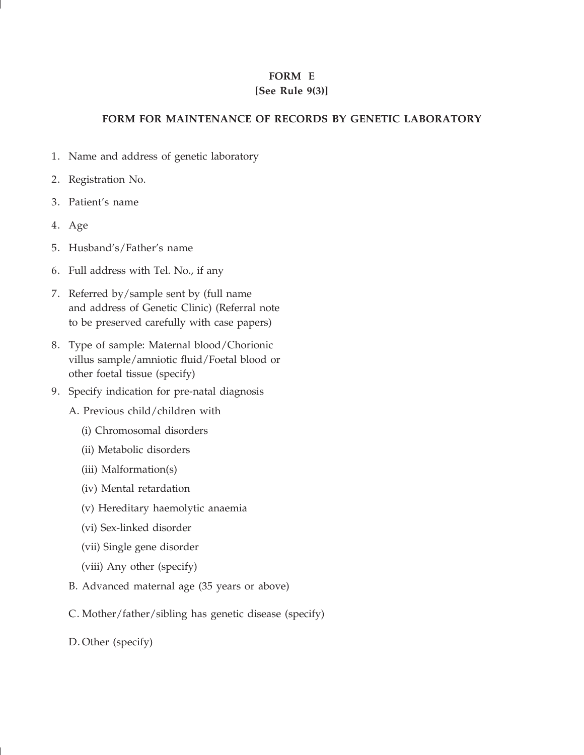# FORM E

**[See Rule 9(3)]**

## FORM FOR MAINTENANCE OF RECORDS BY GENETIC LABORATORY

1. Name and address of genetic laboratory
2. Registration No.
3. Patient's name
4. Age
5. Husband's/Father's name
6. Full address with Tel. No., if any
7. Referred by/sample sent by (full name and address of Genetic Clinic) (Referral note to be preserved carefully with case papers)
8. Type of sample: Maternal blood/Chorionic villus sample/amniotic fluid/Foetal blood or other foetal tissue (specify)
9. Specify indication for pre-natal diagnosis

   A. Previous child/children with

      (i) Chromosomal disorders

      (ii) Metabolic disorders

      (iii) Malformation(s)

      (iv) Mental retardation

      (v) Hereditary haemolytic anaemia

      (vi) Sex-linked disorder

      (vii) Single gene disorder

      (viii) Any other (specify)

   B. Advanced maternal age (35 years or above)

   C. Mother/father/sibling has genetic disease (specify)

   D. Other (specify)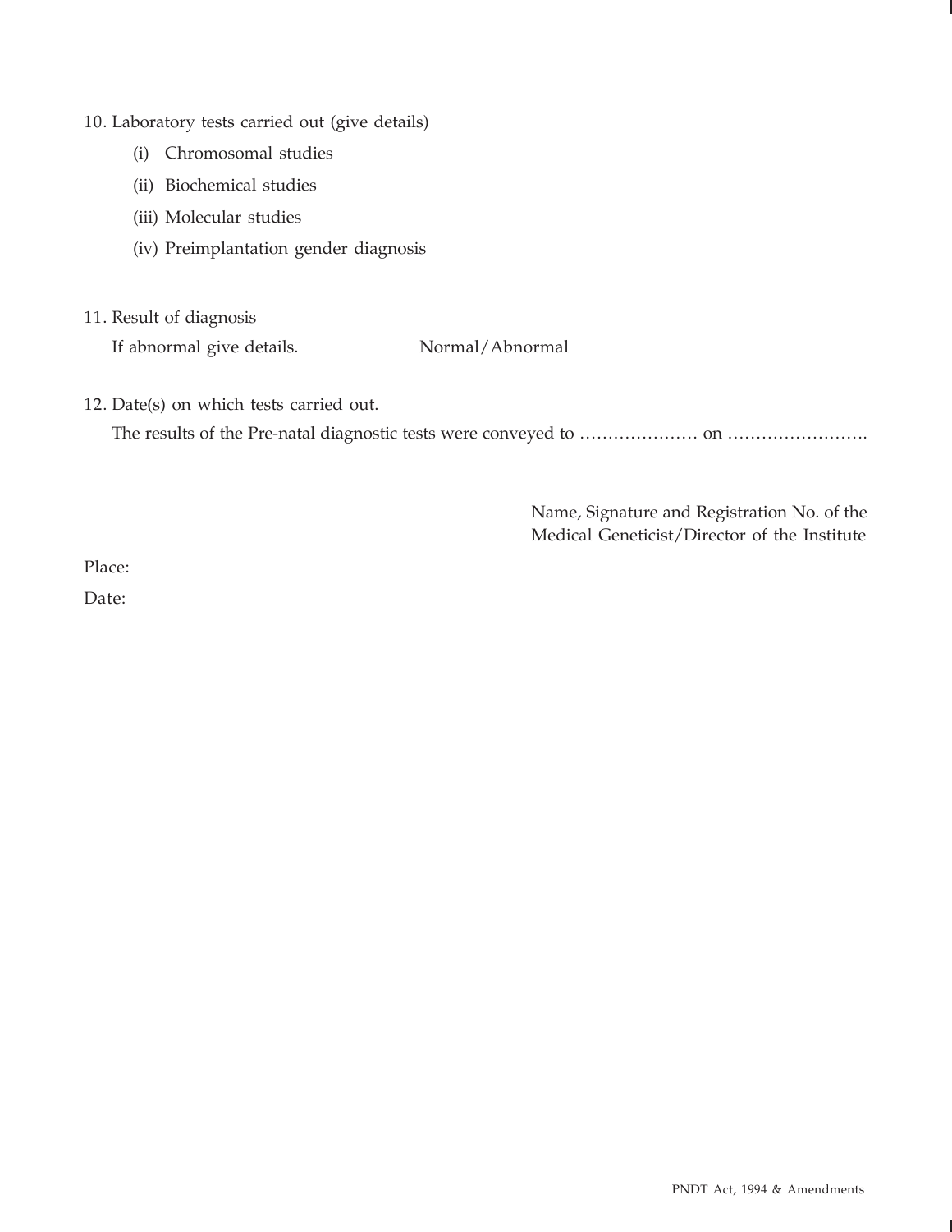10. Laboratory tests carried out (give details)

    (i) Chromosomal studies

    (ii) Biochemical studies

    (iii) Molecular studies

    (iv) Preimplantation gender diagnosis

11. Result of diagnosis

    If abnormal give details. Normal/Abnormal

12. Date(s) on which tests carried out.

    The results of the Pre-natal diagnostic tests were conveyed to ………………… on …………………….

Name, Signature and Registration No. of the
Medical Geneticist/Director of the Institute

Place:

Date: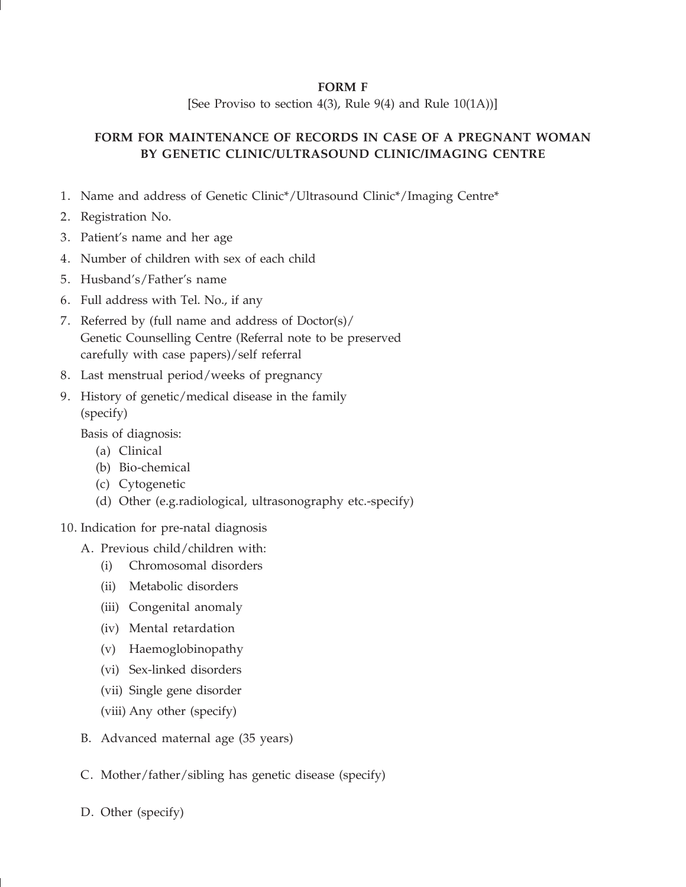**FORM F**

[See Proviso to section 4(3), Rule 9(4) and Rule 10(1A))]

**FORM FOR MAINTENANCE OF RECORDS IN CASE OF A PREGNANT WOMAN BY GENETIC CLINIC/ULTRASOUND CLINIC/IMAGING CENTRE**

1. Name and address of Genetic Clinic*/Ultrasound Clinic*/Imaging Centre*
2. Registration No.
3. Patient's name and her age
4. Number of children with sex of each child
5. Husband's/Father's name
6. Full address with Tel. No., if any
7. Referred by (full name and address of Doctor(s)/ Genetic Counselling Centre (Referral note to be preserved carefully with case papers)/self referral
8. Last menstrual period/weeks of pregnancy
9. History of genetic/medical disease in the family (specify)

   Basis of diagnosis:
   - (a) Clinical
   - (b) Bio-chemical
   - (c) Cytogenetic
   - (d) Other (e.g.radiological, ultrasonography etc.-specify)

10. Indication for pre-natal diagnosis

    A. Previous child/children with:
    - (i) Chromosomal disorders
    - (ii) Metabolic disorders
    - (iii) Congenital anomaly
    - (iv) Mental retardation
    - (v) Haemoglobinopathy
    - (vi) Sex-linked disorders
    - (vii) Single gene disorder
    - (viii) Any other (specify)

    B. Advanced maternal age (35 years)

    C. Mother/father/sibling has genetic disease (specify)

    D. Other (specify)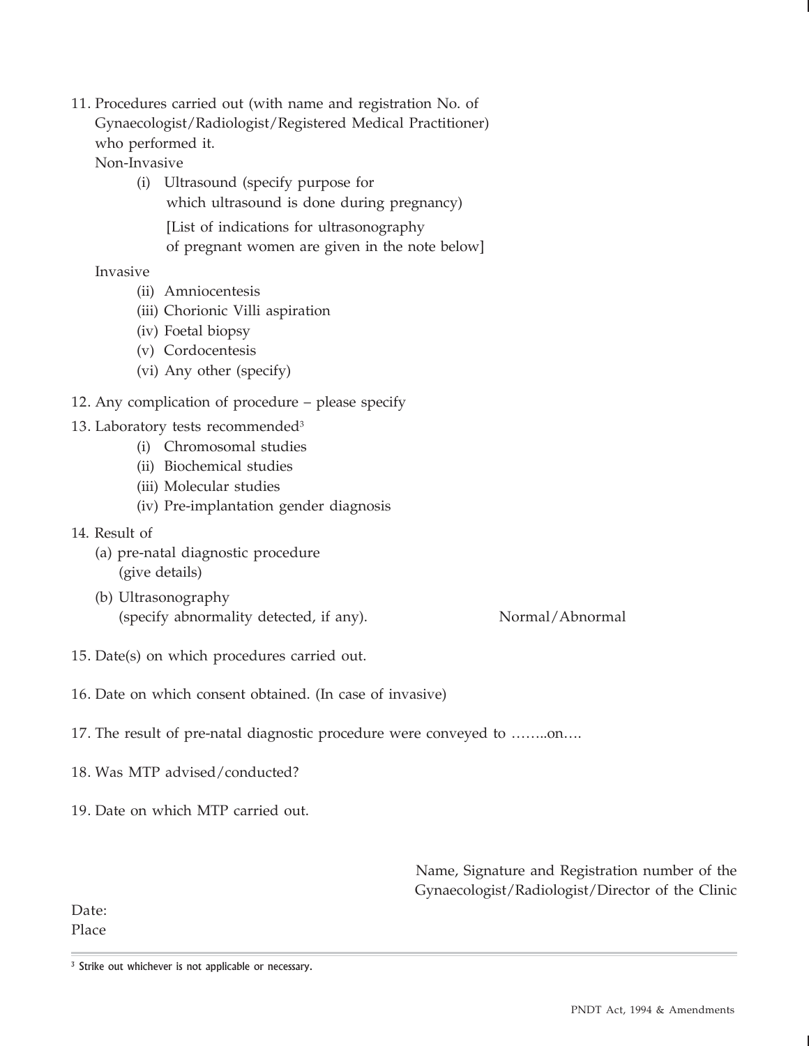11. Procedures carried out (with name and registration No. of Gynaecologist/Radiologist/Registered Medical Practitioner) who performed it.

    Non-Invasive

    (i) Ultrasound (specify purpose for which ultrasound is done during pregnancy)

    [List of indications for ultrasonography of pregnant women are given in the note below]

    Invasive

    (ii) Amniocentesis

    (iii) Chorionic Villi aspiration

    (iv) Foetal biopsy

    (v) Cordocentesis

    (vi) Any other (specify)

12. Any complication of procedure – please specify

13. Laboratory tests recommended[3]

    (i) Chromosomal studies

    (ii) Biochemical studies

    (iii) Molecular studies

    (iv) Pre-implantation gender diagnosis

14. Result of

    (a) pre-natal diagnostic procedure (give details)

    (b) Ultrasonography (specify abnormality detected, if any). Normal/Abnormal

15. Date(s) on which procedures carried out.

16. Date on which consent obtained. (In case of invasive)

17. The result of pre-natal diagnostic procedure were conveyed to ……..on….

18. Was MTP advised/conducted?

19. Date on which MTP carried out.

Name, Signature and Registration number of the Gynaecologist/Radiologist/Director of the Clinic

Date:

Place

---

[3] Strike out whichever is not applicable or necessary.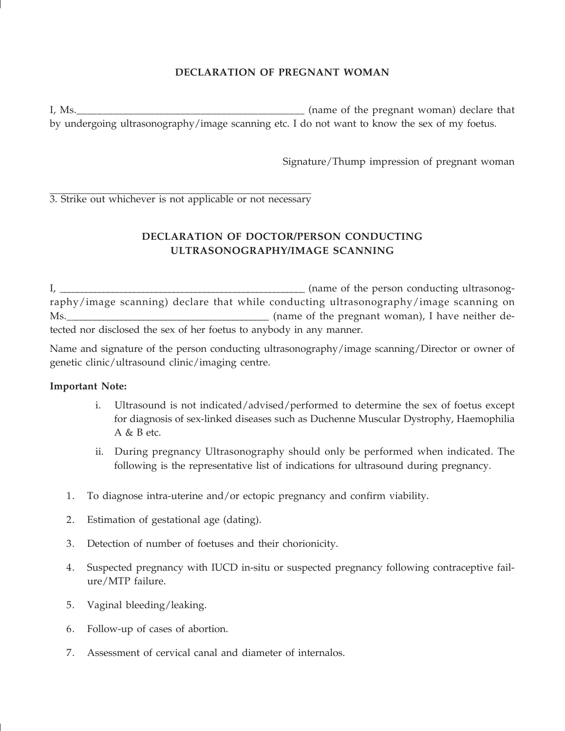## DECLARATION OF PREGNANT WOMAN

I, Ms.\_\_\_\_\_\_\_\_\_\_\_\_\_\_\_\_\_\_\_\_\_\_\_\_\_\_\_\_\_\_\_\_\_\_\_\_\_\_\_\_\_\_\_\_ (name of the pregnant woman) declare that by undergoing ultrasonography/image scanning etc. I do not want to know the sex of my foetus.

Signature/Thump impression of pregnant woman

---

3. Strike out whichever is not applicable or not necessary

## DECLARATION OF DOCTOR/PERSON CONDUCTING ULTRASONOGRAPHY/IMAGE SCANNING

I, \_\_\_\_\_\_\_\_\_\_\_\_\_\_\_\_\_\_\_\_\_\_\_\_\_\_\_\_\_\_\_\_\_\_\_\_\_\_\_\_\_\_\_\_\_\_\_\_\_\_ (name of the person conducting ultrasonography/image scanning) declare that while conducting ultrasonography/image scanning on Ms.\_\_\_\_\_\_\_\_\_\_\_\_\_\_\_\_\_\_\_\_\_\_\_\_\_\_\_\_\_\_\_\_\_\_\_\_\_\_\_\_ (name of the pregnant woman), I have neither detected nor disclosed the sex of her foetus to anybody in any manner.

Name and signature of the person conducting ultrasonography/image scanning/Director or owner of genetic clinic/ultrasound clinic/imaging centre.

**Important Note:**

i. Ultrasound is not indicated/advised/performed to determine the sex of foetus except for diagnosis of sex-linked diseases such as Duchenne Muscular Dystrophy, Haemophilia A & B etc.

ii. During pregnancy Ultrasonography should only be performed when indicated. The following is the representative list of indications for ultrasound during pregnancy.

1. To diagnose intra-uterine and/or ectopic pregnancy and confirm viability.
2. Estimation of gestational age (dating).
3. Detection of number of foetuses and their chorionicity.
4. Suspected pregnancy with IUCD in-situ or suspected pregnancy following contraceptive failure/MTP failure.
5. Vaginal bleeding/leaking.
6. Follow-up of cases of abortion.
7. Assessment of cervical canal and diameter of internalos.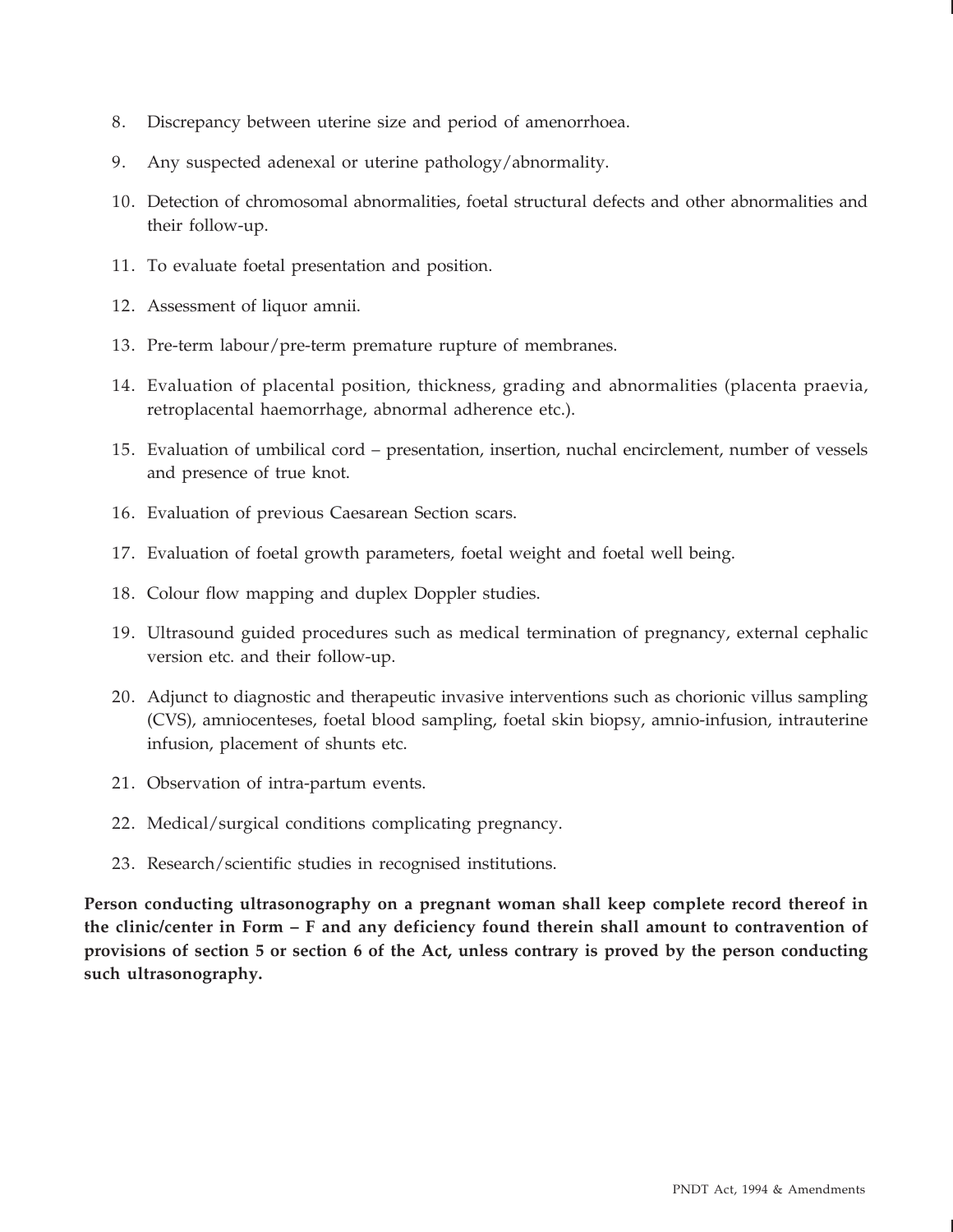8. Discrepancy between uterine size and period of amenorrhoea.
9. Any suspected adenexal or uterine pathology/abnormality.
10. Detection of chromosomal abnormalities, foetal structural defects and other abnormalities and their follow-up.
11. To evaluate foetal presentation and position.
12. Assessment of liquor amnii.
13. Pre-term labour/pre-term premature rupture of membranes.
14. Evaluation of placental position, thickness, grading and abnormalities (placenta praevia, retroplacental haemorrhage, abnormal adherence etc.).
15. Evaluation of umbilical cord – presentation, insertion, nuchal encirclement, number of vessels and presence of true knot.
16. Evaluation of previous Caesarean Section scars.
17. Evaluation of foetal growth parameters, foetal weight and foetal well being.
18. Colour flow mapping and duplex Doppler studies.
19. Ultrasound guided procedures such as medical termination of pregnancy, external cephalic version etc. and their follow-up.
20. Adjunct to diagnostic and therapeutic invasive interventions such as chorionic villus sampling (CVS), amniocenteses, foetal blood sampling, foetal skin biopsy, amnio-infusion, intrauterine infusion, placement of shunts etc.
21. Observation of intra-partum events.
22. Medical/surgical conditions complicating pregnancy.
23. Research/scientific studies in recognised institutions.

**Person conducting ultrasonography on a pregnant woman shall keep complete record thereof in the clinic/center in Form – F and any deficiency found therein shall amount to contravention of provisions of section 5 or section 6 of the Act, unless contrary is proved by the person conducting such ultrasonography.**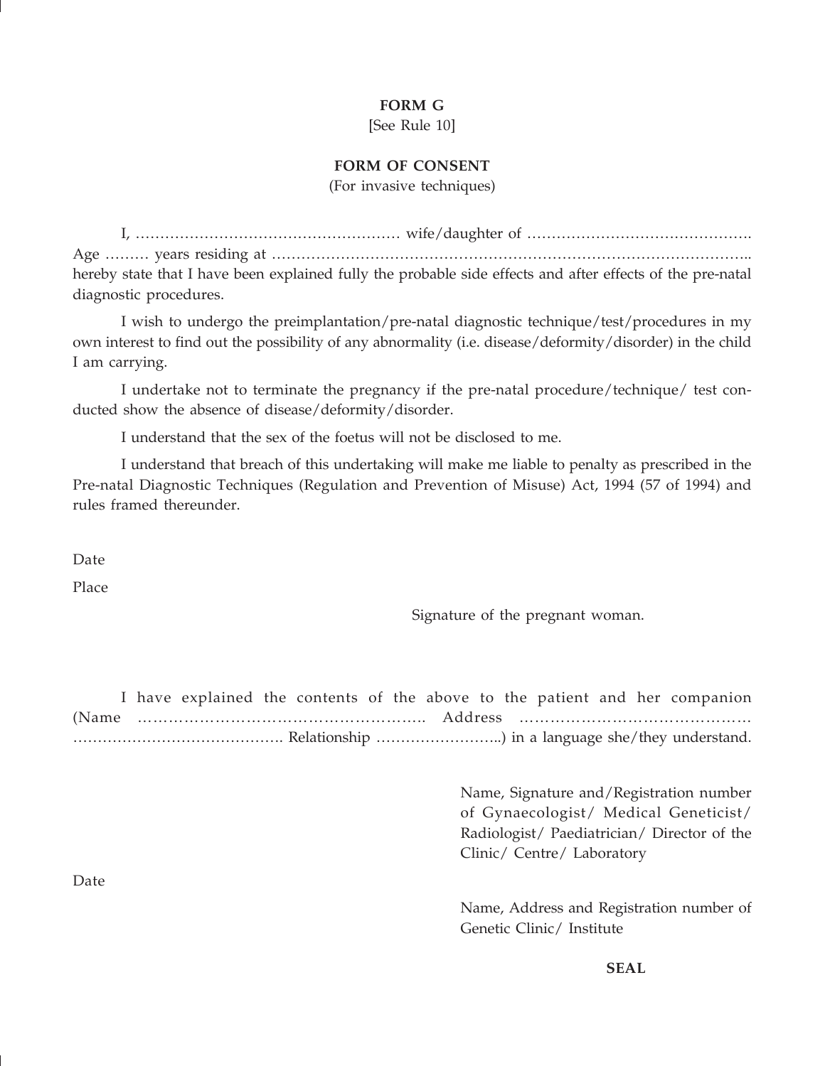**FORM G**

[See Rule 10]

**FORM OF CONSENT**

(For invasive techniques)

I, ……………………………………………… wife/daughter of ………………………………………. Age ……… years residing at ……………………………………………………………………………….. hereby state that I have been explained fully the probable side effects and after effects of the pre-natal diagnostic procedures.

I wish to undergo the preimplantation/pre-natal diagnostic technique/test/procedures in my own interest to find out the possibility of any abnormality (i.e. disease/deformity/disorder) in the child I am carrying.

I undertake not to terminate the pregnancy if the pre-natal procedure/technique/ test conducted show the absence of disease/deformity/disorder.

I understand that the sex of the foetus will not be disclosed to me.

I understand that breach of this undertaking will make me liable to penalty as prescribed in the Pre-natal Diagnostic Techniques (Regulation and Prevention of Misuse) Act, 1994 (57 of 1994) and rules framed thereunder.

Date

Place

Signature of the pregnant woman.

I have explained the contents of the above to the patient and her companion (Name ……………………………………………….. Address ……………………………………… ……………………………………. Relationship ……………………..) in a language she/they understand.

Name, Signature and/Registration number of Gynaecologist/ Medical Geneticist/ Radiologist/ Paediatrician/ Director of the Clinic/ Centre/ Laboratory

Date

Name, Address and Registration number of Genetic Clinic/ Institute

**SEAL**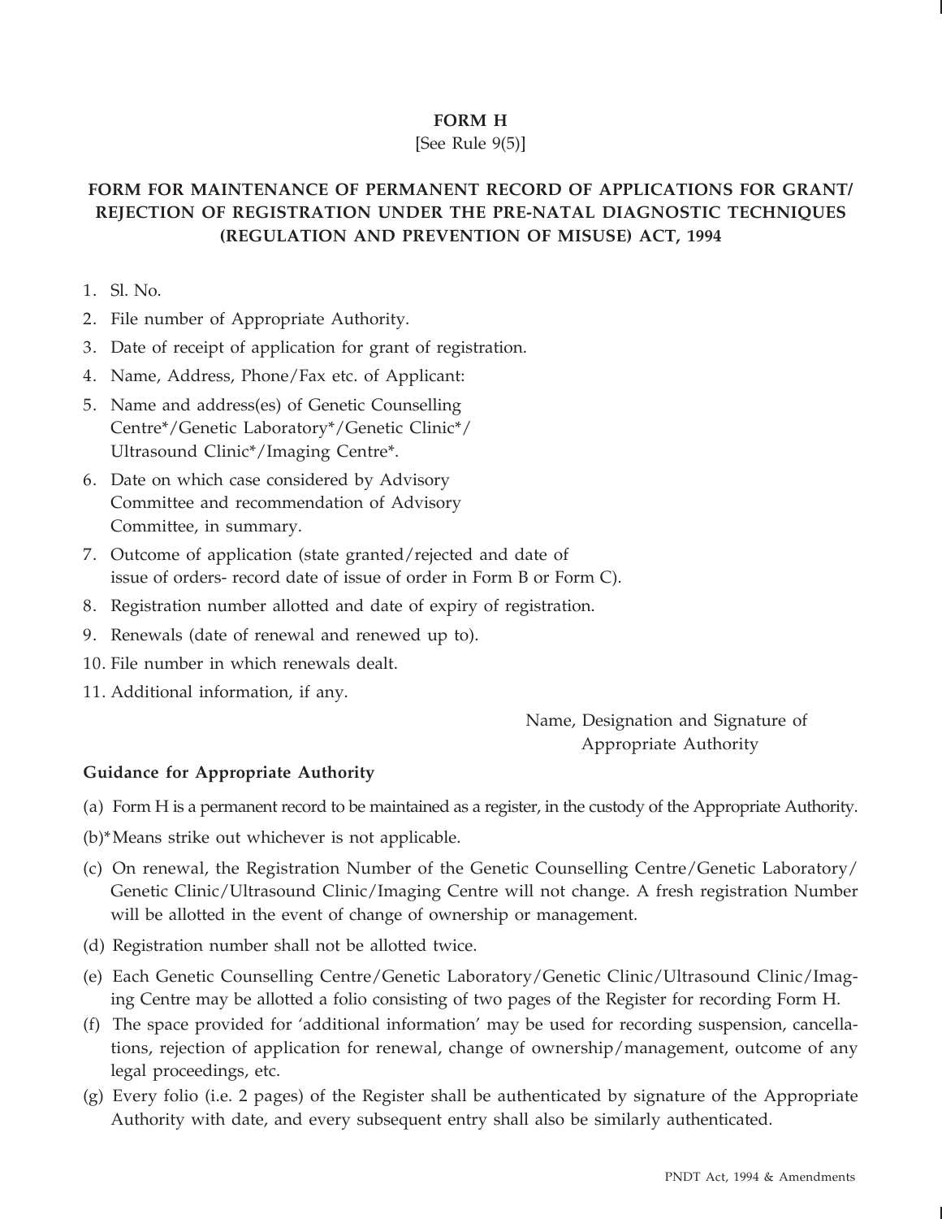## FORM H

[See Rule 9(5)]

### FORM FOR MAINTENANCE OF PERMANENT RECORD OF APPLICATIONS FOR GRANT/ REJECTION OF REGISTRATION UNDER THE PRE-NATAL DIAGNOSTIC TECHNIQUES (REGULATION AND PREVENTION OF MISUSE) ACT, 1994

1. Sl. No.
2. File number of Appropriate Authority.
3. Date of receipt of application for grant of registration.
4. Name, Address, Phone/Fax etc. of Applicant:
5. Name and address(es) of Genetic Counselling Centre*/Genetic Laboratory*/Genetic Clinic*/ Ultrasound Clinic*/Imaging Centre*.
6. Date on which case considered by Advisory Committee and recommendation of Advisory Committee, in summary.
7. Outcome of application (state granted/rejected and date of issue of orders- record date of issue of order in Form B or Form C).
8. Registration number allotted and date of expiry of registration.
9. Renewals (date of renewal and renewed up to).
10. File number in which renewals dealt.
11. Additional information, if any.

Name, Designation and Signature of
Appropriate Authority

**Guidance for Appropriate Authority**

(a) Form H is a permanent record to be maintained as a register, in the custody of the Appropriate Authority.

(b)*Means strike out whichever is not applicable.

(c) On renewal, the Registration Number of the Genetic Counselling Centre/Genetic Laboratory/ Genetic Clinic/Ultrasound Clinic/Imaging Centre will not change. A fresh registration Number will be allotted in the event of change of ownership or management.

(d) Registration number shall not be allotted twice.

(e) Each Genetic Counselling Centre/Genetic Laboratory/Genetic Clinic/Ultrasound Clinic/Imaging Centre may be allotted a folio consisting of two pages of the Register for recording Form H.

(f) The space provided for 'additional information' may be used for recording suspension, cancellations, rejection of application for renewal, change of ownership/management, outcome of any legal proceedings, etc.

(g) Every folio (i.e. 2 pages) of the Register shall be authenticated by signature of the Appropriate Authority with date, and every subsequent entry shall also be similarly authenticated.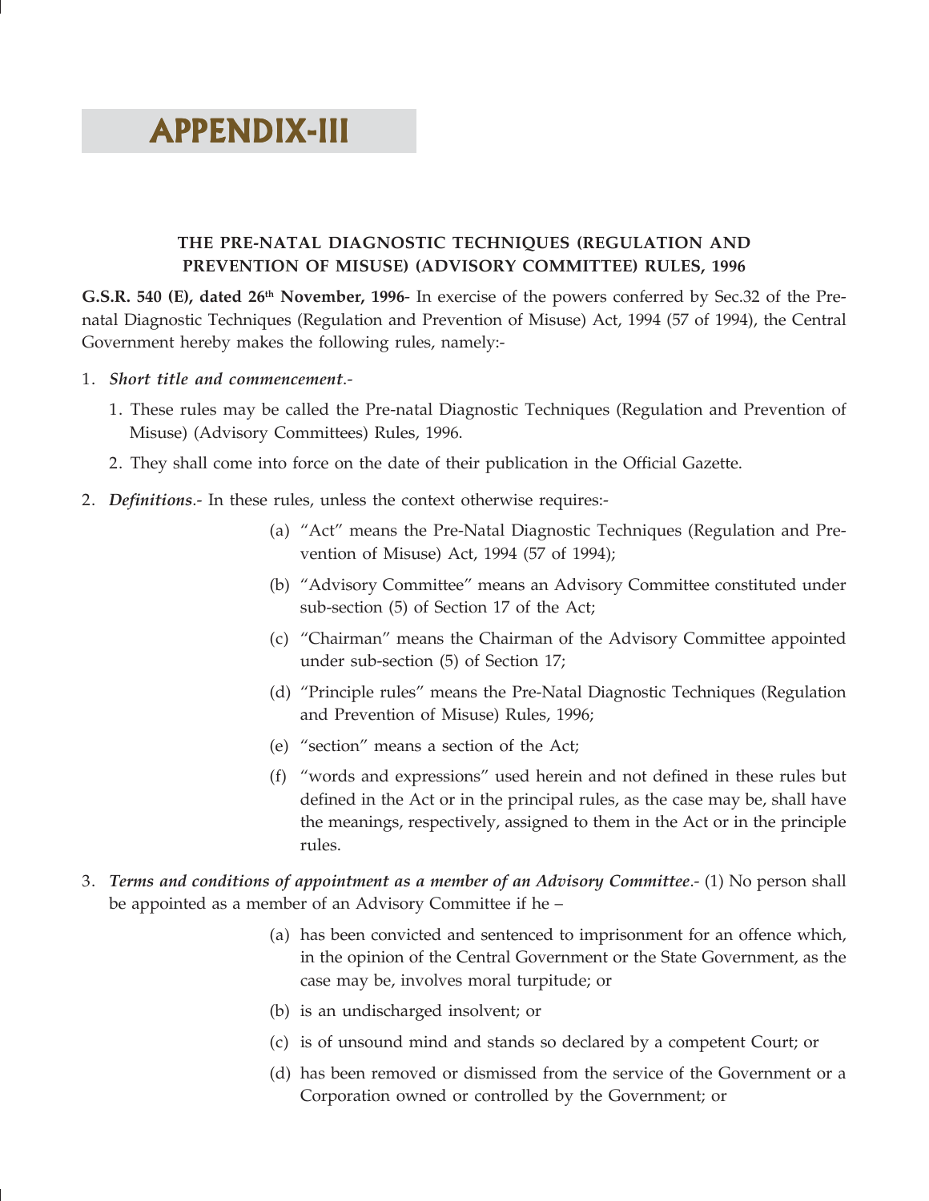# APPENDIX-III

**THE PRE-NATAL DIAGNOSTIC TECHNIQUES (REGULATION AND PREVENTION OF MISUSE) (ADVISORY COMMITTEE) RULES, 1996**

**G.S.R. 540 (E), dated 26th November, 1996**- In exercise of the powers conferred by Sec.32 of the Pre-natal Diagnostic Techniques (Regulation and Prevention of Misuse) Act, 1994 (57 of 1994), the Central Government hereby makes the following rules, namely:-

1. ***Short title and commencement***.-
   1. These rules may be called the Pre-natal Diagnostic Techniques (Regulation and Prevention of Misuse) (Advisory Committees) Rules, 1996.
   2. They shall come into force on the date of their publication in the Official Gazette.

2. ***Definitions***.- In these rules, unless the context otherwise requires:-
   - (a) "Act" means the Pre-Natal Diagnostic Techniques (Regulation and Prevention of Misuse) Act, 1994 (57 of 1994);
   - (b) "Advisory Committee" means an Advisory Committee constituted under sub-section (5) of Section 17 of the Act;
   - (c) "Chairman" means the Chairman of the Advisory Committee appointed under sub-section (5) of Section 17;
   - (d) "Principle rules" means the Pre-Natal Diagnostic Techniques (Regulation and Prevention of Misuse) Rules, 1996;
   - (e) "section" means a section of the Act;
   - (f) "words and expressions" used herein and not defined in these rules but defined in the Act or in the principal rules, as the case may be, shall have the meanings, respectively, assigned to them in the Act or in the principle rules.

3. ***Terms and conditions of appointment as a member of an Advisory Committee***.- (1) No person shall be appointed as a member of an Advisory Committee if he –
   - (a) has been convicted and sentenced to imprisonment for an offence which, in the opinion of the Central Government or the State Government, as the case may be, involves moral turpitude; or
   - (b) is an undischarged insolvent; or
   - (c) is of unsound mind and stands so declared by a competent Court; or
   - (d) has been removed or dismissed from the service of the Government or a Corporation owned or controlled by the Government; or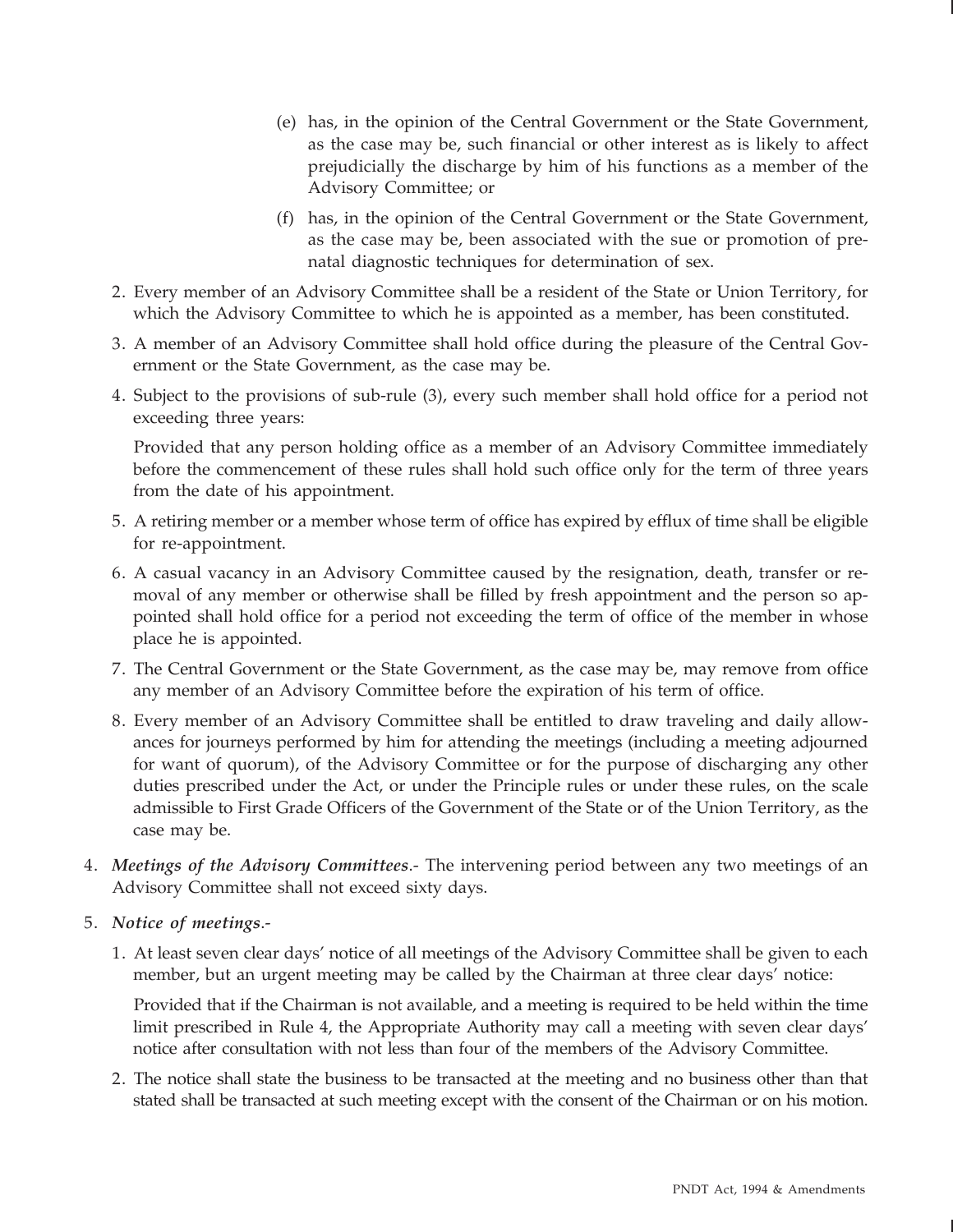(e) has, in the opinion of the Central Government or the State Government, as the case may be, such financial or other interest as is likely to affect prejudicially the discharge by him of his functions as a member of the Advisory Committee; or

(f) has, in the opinion of the Central Government or the State Government, as the case may be, been associated with the sue or promotion of pre-natal diagnostic techniques for determination of sex.

2. Every member of an Advisory Committee shall be a resident of the State or Union Territory, for which the Advisory Committee to which he is appointed as a member, has been constituted.

3. A member of an Advisory Committee shall hold office during the pleasure of the Central Government or the State Government, as the case may be.

4. Subject to the provisions of sub-rule (3), every such member shall hold office for a period not exceeding three years:

   Provided that any person holding office as a member of an Advisory Committee immediately before the commencement of these rules shall hold such office only for the term of three years from the date of his appointment.

5. A retiring member or a member whose term of office has expired by efflux of time shall be eligible for re-appointment.

6. A casual vacancy in an Advisory Committee caused by the resignation, death, transfer or removal of any member or otherwise shall be filled by fresh appointment and the person so appointed shall hold office for a period not exceeding the term of office of the member in whose place he is appointed.

7. The Central Government or the State Government, as the case may be, may remove from office any member of an Advisory Committee before the expiration of his term of office.

8. Every member of an Advisory Committee shall be entitled to draw traveling and daily allowances for journeys performed by him for attending the meetings (including a meeting adjourned for want of quorum), of the Advisory Committee or for the purpose of discharging any other duties prescribed under the Act, or under the Principle rules or under these rules, on the scale admissible to First Grade Officers of the Government of the State or of the Union Territory, as the case may be.

4. ***Meetings of the Advisory Committees***.- The intervening period between any two meetings of an Advisory Committee shall not exceed sixty days.

5. ***Notice of meetings***.-

   1. At least seven clear days' notice of all meetings of the Advisory Committee shall be given to each member, but an urgent meeting may be called by the Chairman at three clear days' notice:

      Provided that if the Chairman is not available, and a meeting is required to be held within the time limit prescribed in Rule 4, the Appropriate Authority may call a meeting with seven clear days' notice after consultation with not less than four of the members of the Advisory Committee.

   2. The notice shall state the business to be transacted at the meeting and no business other than that stated shall be transacted at such meeting except with the consent of the Chairman or on his motion.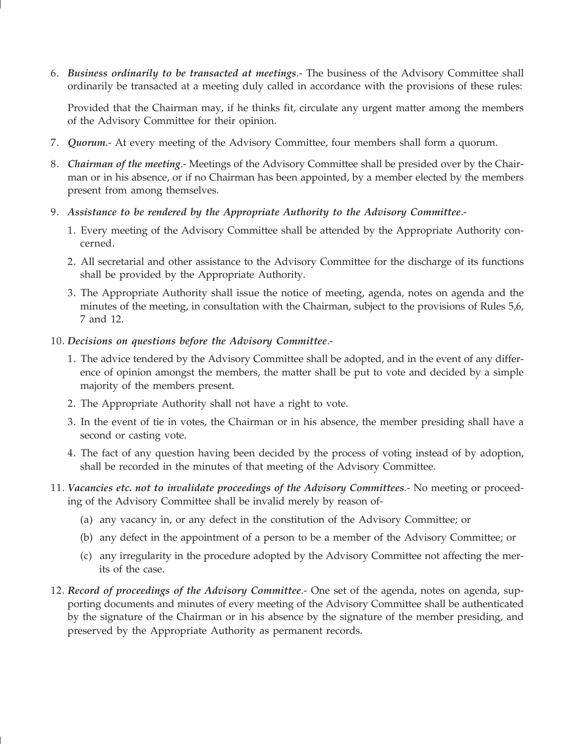6. ***Business ordinarily to be transacted at meetings***.- The business of the Advisory Committee shall ordinarily be transacted at a meeting duly called in accordance with the provisions of these rules:

   Provided that the Chairman may, if he thinks fit, circulate any urgent matter among the members of the Advisory Committee for their opinion.

7. ***Quorum***.- At every meeting of the Advisory Committee, four members shall form a quorum.

8. ***Chairman of the meeting***.- Meetings of the Advisory Committee shall be presided over by the Chairman or in his absence, or if no Chairman has been appointed, by a member elected by the members present from among themselves.

9. ***Assistance to be rendered by the Appropriate Authority to the Advisory Committee***.-

   1. Every meeting of the Advisory Committee shall be attended by the Appropriate Authority concerned.
   2. All secretarial and other assistance to the Advisory Committee for the discharge of its functions shall be provided by the Appropriate Authority.
   3. The Appropriate Authority shall issue the notice of meeting, agenda, notes on agenda and the minutes of the meeting, in consultation with the Chairman, subject to the provisions of Rules 5,6, 7 and 12.

10. ***Decisions on questions before the Advisory Committee***.-

    1. The advice tendered by the Advisory Committee shall be adopted, and in the event of any difference of opinion amongst the members, the matter shall be put to vote and decided by a simple majority of the members present.
    2. The Appropriate Authority shall not have a right to vote.
    3. In the event of tie in votes, the Chairman or in his absence, the member presiding shall have a second or casting vote.
    4. The fact of any question having been decided by the process of voting instead of by adoption, shall be recorded in the minutes of that meeting of the Advisory Committee.

11. ***Vacancies etc. not to invalidate proceedings of the Advisory Committees***.- No meeting or proceeding of the Advisory Committee shall be invalid merely by reason of-

    (a) any vacancy in, or any defect in the constitution of the Advisory Committee; or

    (b) any defect in the appointment of a person to be a member of the Advisory Committee; or

    (c) any irregularity in the procedure adopted by the Advisory Committee not affecting the merits of the case.

12. ***Record of proceedings of the Advisory Committee***.- One set of the agenda, notes on agenda, supporting documents and minutes of every meeting of the Advisory Committee shall be authenticated by the signature of the Chairman or in his absence by the signature of the member presiding, and preserved by the Appropriate Authority as permanent records.